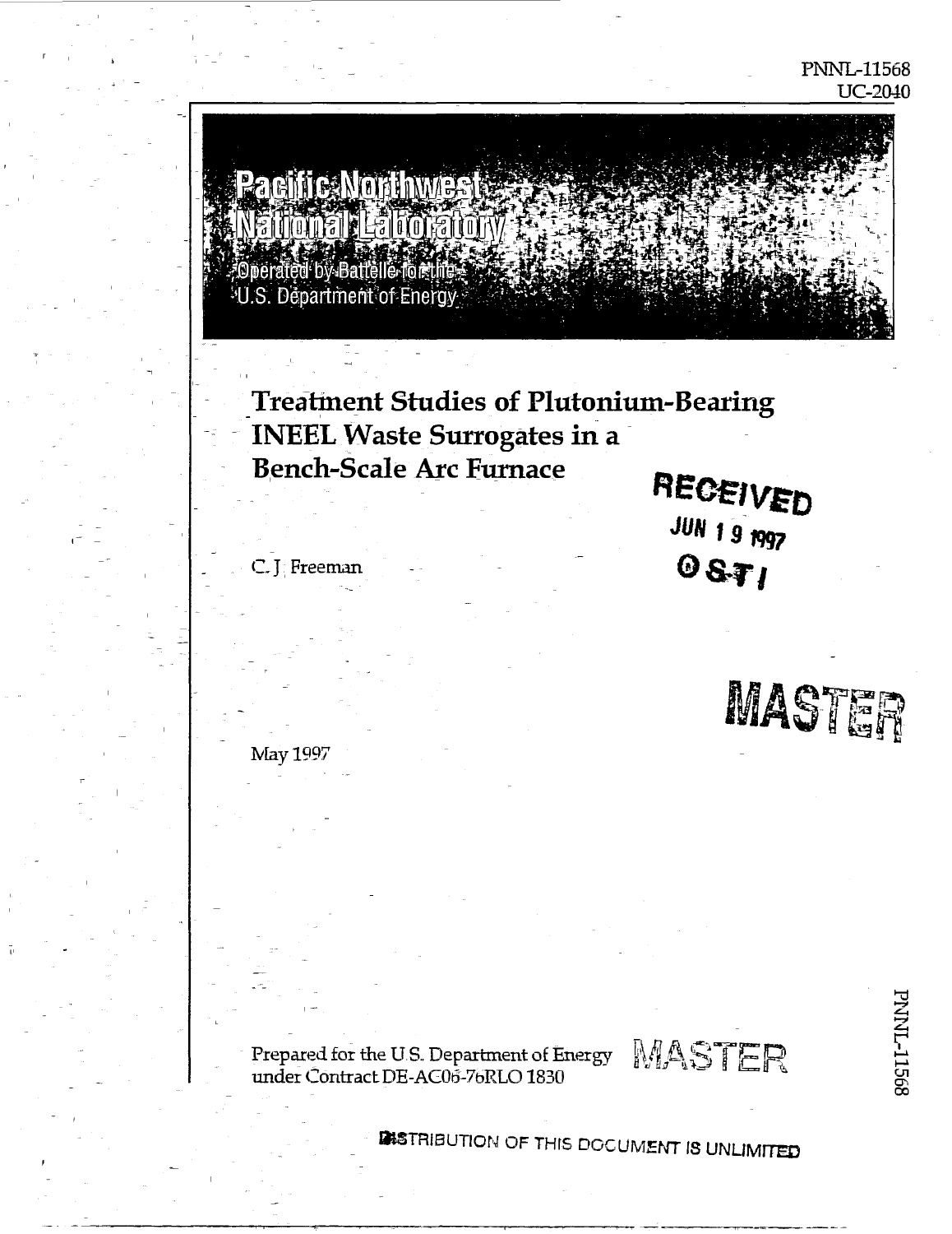PNNL-11568
UC-2040

Pacific Northwest National Laboratory

Operated by Battelle for the U.S. Department of Energy

# Treatment Studies of Plutonium-Bearing INEEL Waste Surrogates in a Bench-Scale Arc Furnace

RECEIVED
JUN 19 1997
OSTI

C. J. Freeman

MASTER

May 1997

Prepared for the U.S. Department of Energy under Contract DE-AC06-76RLO 1830

MASTER

DISTRIBUTION OF THIS DOCUMENT IS UNLIMITED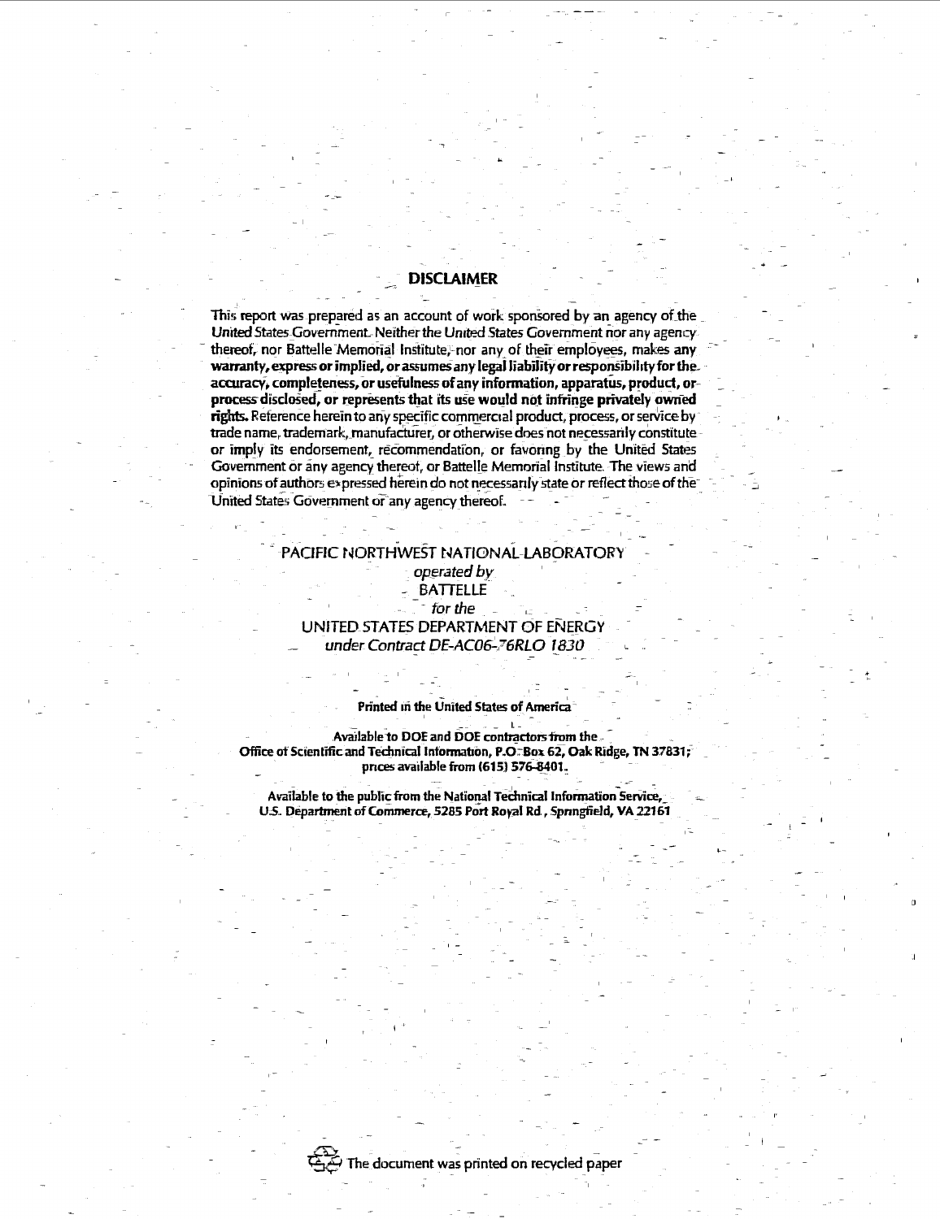## DISCLAIMER

This report was prepared as an account of work sponsored by an agency of the United States Government. Neither the United States Government nor any agency thereof, nor Battelle Memorial Institute, nor any of their employees, makes any **warranty, express or implied, or assumes any legal liability or responsibility for the accuracy, completeness, or usefulness of any information, apparatus, product, or process disclosed, or represents that its use would not infringe privately owned rights.** Reference herein to any specific commercial product, process, or service by trade name, trademark, manufacturer, or otherwise does not necessarily constitute or imply its endorsement, recommendation, or favoring by the United States Government or any agency thereof, or Battelle Memorial Institute. The views and opinions of authors expressed herein do not necessarily state or reflect those of the United States Government or any agency thereof.

PACIFIC NORTHWEST NATIONAL LABORATORY
*operated by*
BATTELLE
*for the*
UNITED STATES DEPARTMENT OF ENERGY
*under Contract DE-AC06-76RLO 1830*

**Printed in the United States of America**

**Available to DOE and DOE contractors from the Office of Scientific and Technical Information, P.O. Box 62, Oak Ridge, TN 37831; prices available from (615) 576-8401.**

**Available to the public from the National Technical Information Service, U.S. Department of Commerce, 5285 Port Royal Rd., Springfield, VA 22161**

The document was printed on recycled paper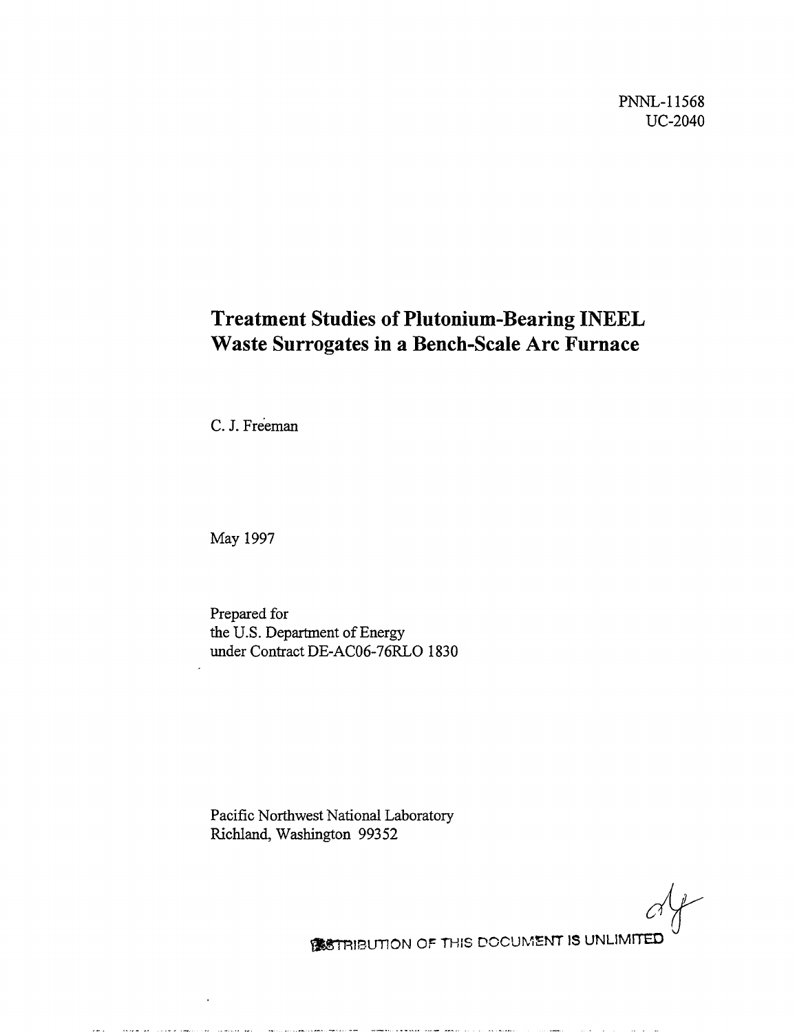PNNL-11568
UC-2040

# Treatment Studies of Plutonium-Bearing INEEL Waste Surrogates in a Bench-Scale Arc Furnace

C. J. Freeman

May 1997

Prepared for
the U.S. Department of Energy
under Contract DE-AC06-76RLO 1830

Pacific Northwest National Laboratory
Richland, Washington 99352

DISTRIBUTION OF THIS DOCUMENT IS UNLIMITED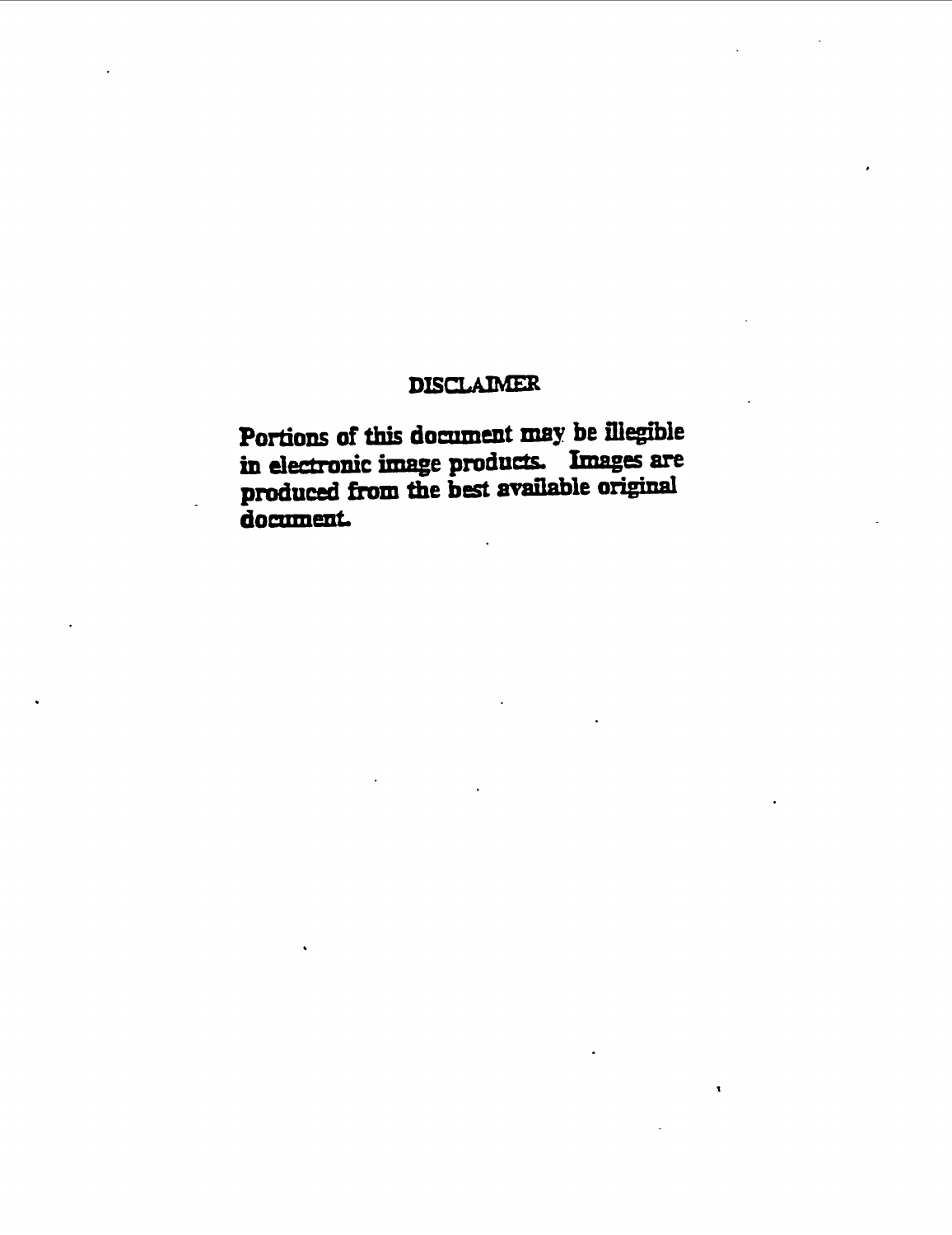## DISCLAIMER

Portions of this document may be illegible in electronic image products. Images are produced from the best available original document.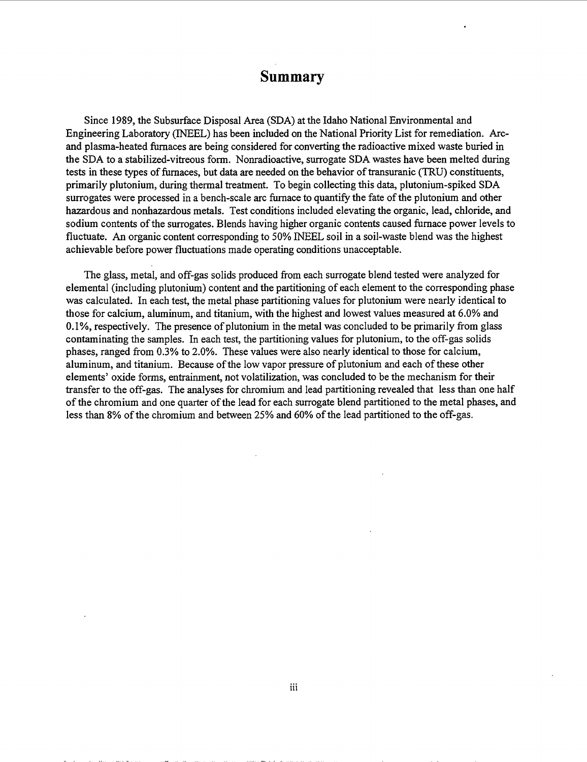# Summary

Since 1989, the Subsurface Disposal Area (SDA) at the Idaho National Environmental and Engineering Laboratory (INEEL) has been included on the National Priority List for remediation. Arc- and plasma-heated furnaces are being considered for converting the radioactive mixed waste buried in the SDA to a stabilized-vitreous form. Nonradioactive, surrogate SDA wastes have been melted during tests in these types of furnaces, but data are needed on the behavior of transuranic (TRU) constituents, primarily plutonium, during thermal treatment. To begin collecting this data, plutonium-spiked SDA surrogates were processed in a bench-scale arc furnace to quantify the fate of the plutonium and other hazardous and nonhazardous metals. Test conditions included elevating the organic, lead, chloride, and sodium contents of the surrogates. Blends having higher organic contents caused furnace power levels to fluctuate. An organic content corresponding to 50% INEEL soil in a soil-waste blend was the highest achievable before power fluctuations made operating conditions unacceptable.

The glass, metal, and off-gas solids produced from each surrogate blend tested were analyzed for elemental (including plutonium) content and the partitioning of each element to the corresponding phase was calculated. In each test, the metal phase partitioning values for plutonium were nearly identical to those for calcium, aluminum, and titanium, with the highest and lowest values measured at 6.0% and 0.1%, respectively. The presence of plutonium in the metal was concluded to be primarily from glass contaminating the samples. In each test, the partitioning values for plutonium, to the off-gas solids phases, ranged from 0.3% to 2.0%. These values were also nearly identical to those for calcium, aluminum, and titanium. Because of the low vapor pressure of plutonium and each of these other elements' oxide forms, entrainment, not volatilization, was concluded to be the mechanism for their transfer to the off-gas. The analyses for chromium and lead partitioning revealed that less than one half of the chromium and one quarter of the lead for each surrogate blend partitioned to the metal phases, and less than 8% of the chromium and between 25% and 60% of the lead partitioned to the off-gas.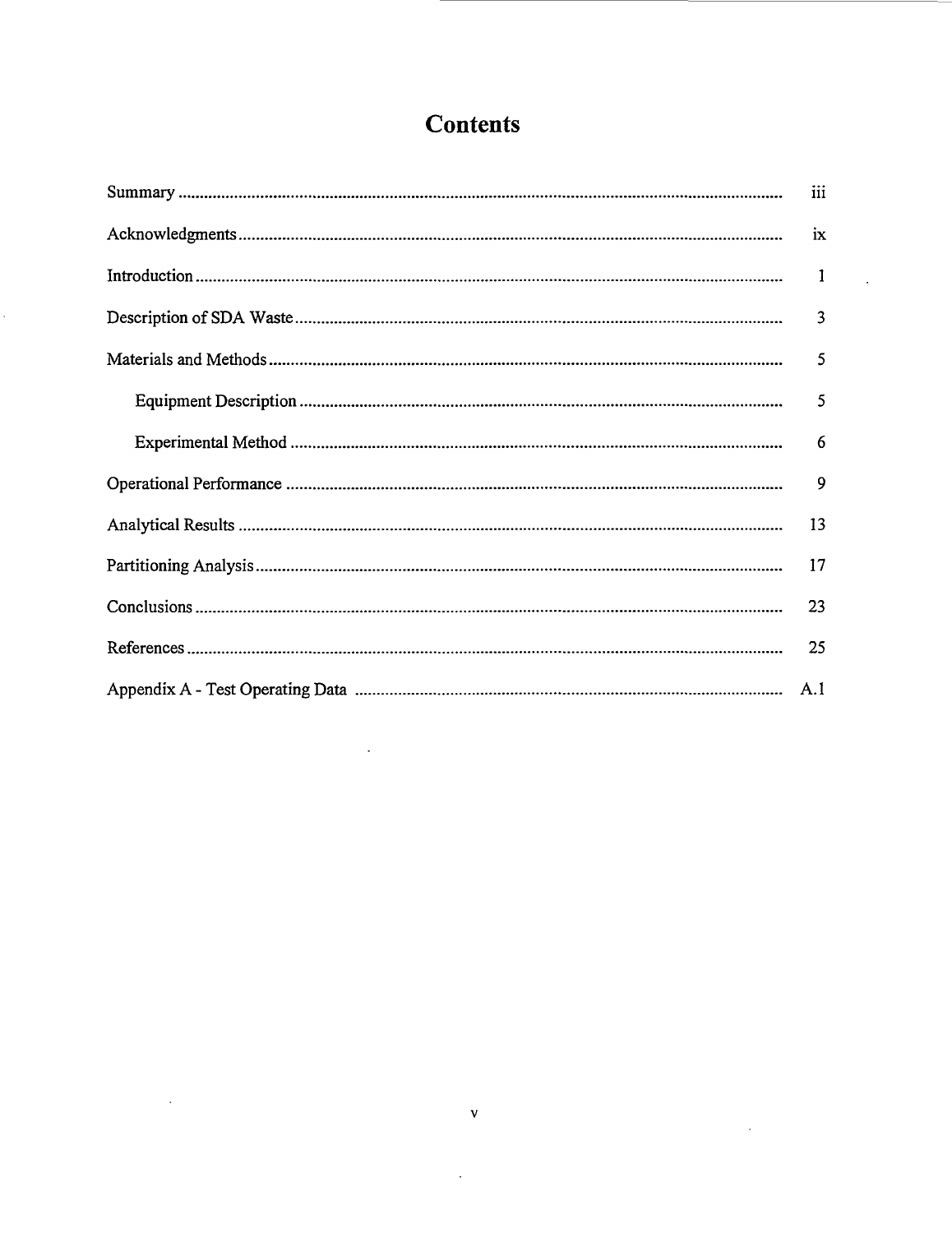# Contents

| | |
|---|---|
| Summary | iii |
| Acknowledgments | ix |
| Introduction | 1 |
| Description of SDA Waste | 3 |
| Materials and Methods | 5 |
| Equipment Description | 5 |
| Experimental Method | 6 |
| Operational Performance | 9 |
| Analytical Results | 13 |
| Partitioning Analysis | 17 |
| Conclusions | 23 |
| References | 25 |
| Appendix A - Test Operating Data | A.1 |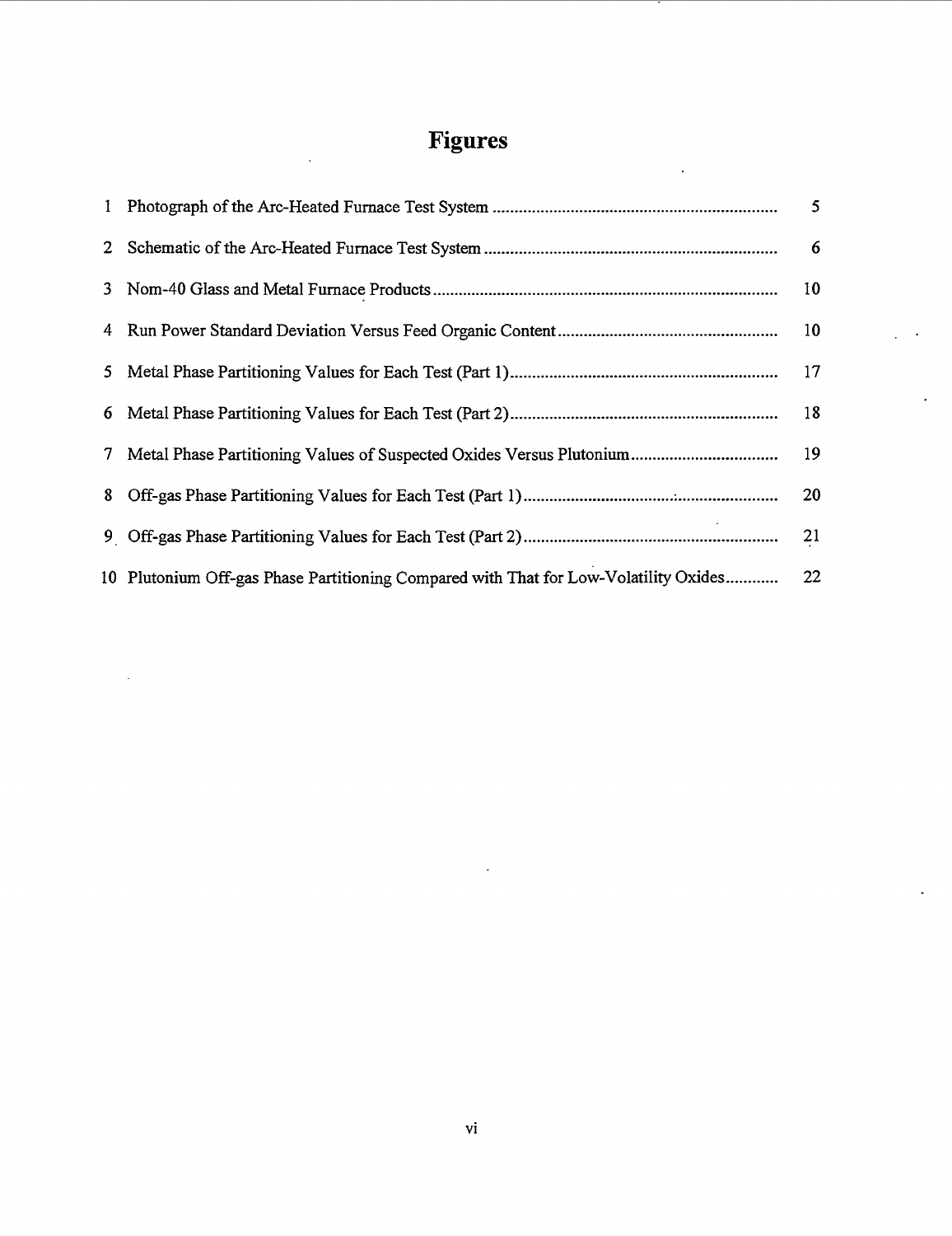# Figures

| | | |
|---|---|---|
| 1 | Photograph of the Arc-Heated Furnace Test System | 5 |
| 2 | Schematic of the Arc-Heated Furnace Test System | 6 |
| 3 | Nom-40 Glass and Metal Furnace Products | 10 |
| 4 | Run Power Standard Deviation Versus Feed Organic Content | 10 |
| 5 | Metal Phase Partitioning Values for Each Test (Part 1) | 17 |
| 6 | Metal Phase Partitioning Values for Each Test (Part 2) | 18 |
| 7 | Metal Phase Partitioning Values of Suspected Oxides Versus Plutonium | 19 |
| 8 | Off-gas Phase Partitioning Values for Each Test (Part 1) | 20 |
| 9 | Off-gas Phase Partitioning Values for Each Test (Part 2) | 21 |
| 10 | Plutonium Off-gas Phase Partitioning Compared with That for Low-Volatility Oxides | 22 |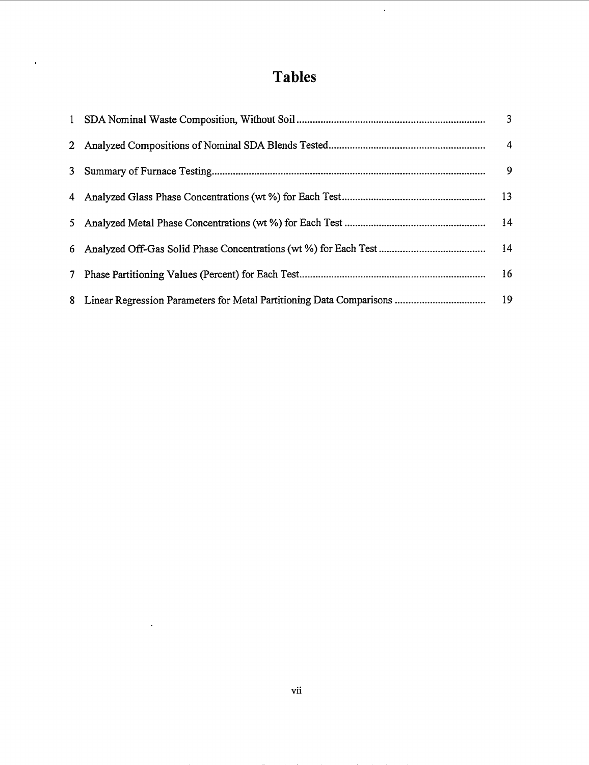# Tables

| | | |
|---|---|---|
| 1 | SDA Nominal Waste Composition, Without Soil | 3 |
| 2 | Analyzed Compositions of Nominal SDA Blends Tested | 4 |
| 3 | Summary of Furnace Testing | 9 |
| 4 | Analyzed Glass Phase Concentrations (wt %) for Each Test | 13 |
| 5 | Analyzed Metal Phase Concentrations (wt %) for Each Test | 14 |
| 6 | Analyzed Off-Gas Solid Phase Concentrations (wt %) for Each Test | 14 |
| 7 | Phase Partitioning Values (Percent) for Each Test | 16 |
| 8 | Linear Regression Parameters for Metal Partitioning Data Comparisons | 19 |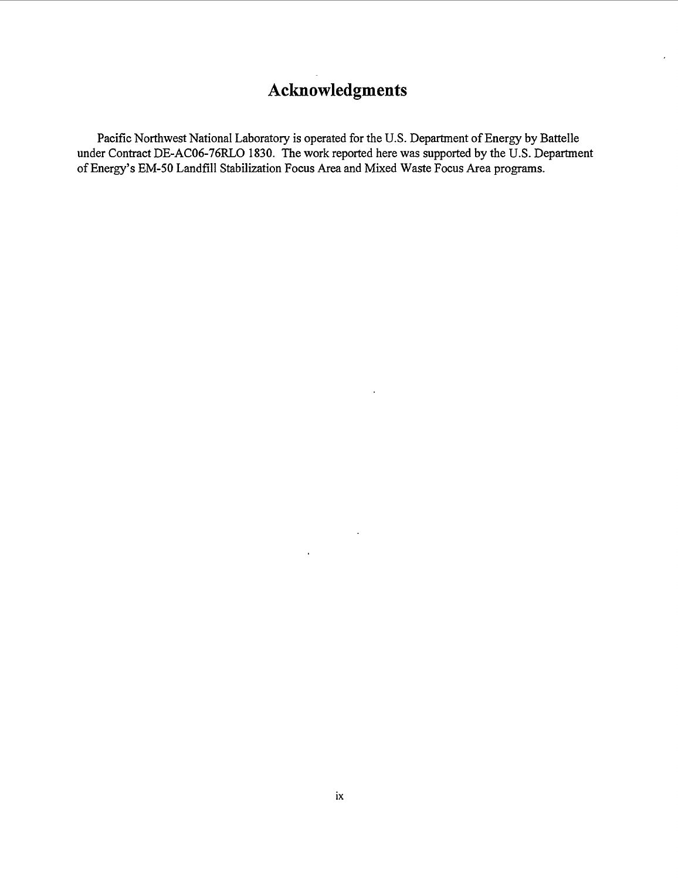# Acknowledgments

Pacific Northwest National Laboratory is operated for the U.S. Department of Energy by Battelle under Contract DE-AC06-76RLO 1830. The work reported here was supported by the U.S. Department of Energy's EM-50 Landfill Stabilization Focus Area and Mixed Waste Focus Area programs.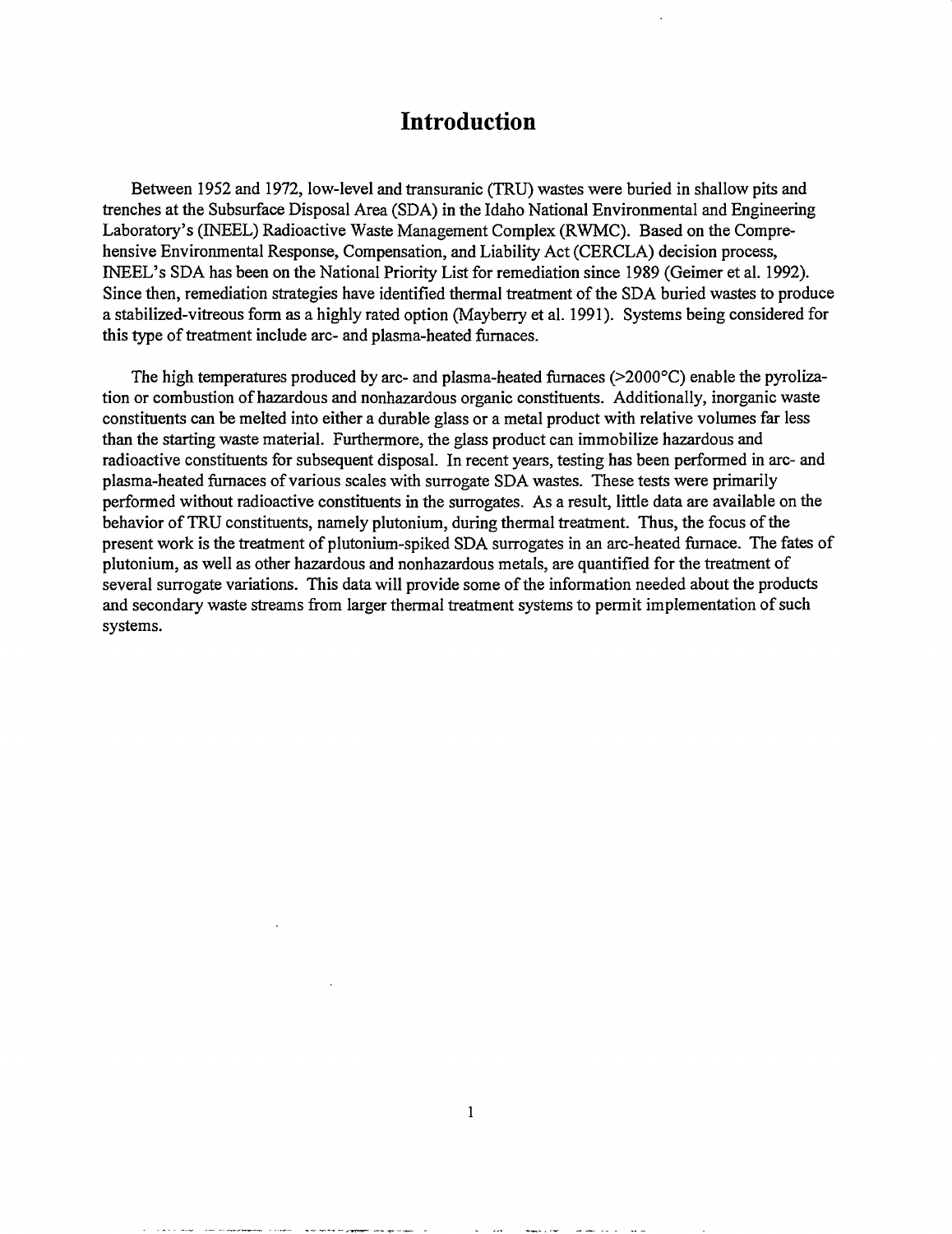# Introduction

Between 1952 and 1972, low-level and transuranic (TRU) wastes were buried in shallow pits and trenches at the Subsurface Disposal Area (SDA) in the Idaho National Environmental and Engineering Laboratory's (INEEL) Radioactive Waste Management Complex (RWMC). Based on the Comprehensive Environmental Response, Compensation, and Liability Act (CERCLA) decision process, INEEL's SDA has been on the National Priority List for remediation since 1989 (Geimer et al. 1992). Since then, remediation strategies have identified thermal treatment of the SDA buried wastes to produce a stabilized-vitreous form as a highly rated option (Mayberry et al. 1991). Systems being considered for this type of treatment include arc- and plasma-heated furnaces.

The high temperatures produced by arc- and plasma-heated furnaces (>2000°C) enable the pyrolization or combustion of hazardous and nonhazardous organic constituents. Additionally, inorganic waste constituents can be melted into either a durable glass or a metal product with relative volumes far less than the starting waste material. Furthermore, the glass product can immobilize hazardous and radioactive constituents for subsequent disposal. In recent years, testing has been performed in arc- and plasma-heated furnaces of various scales with surrogate SDA wastes. These tests were primarily performed without radioactive constituents in the surrogates. As a result, little data are available on the behavior of TRU constituents, namely plutonium, during thermal treatment. Thus, the focus of the present work is the treatment of plutonium-spiked SDA surrogates in an arc-heated furnace. The fates of plutonium, as well as other hazardous and nonhazardous metals, are quantified for the treatment of several surrogate variations. This data will provide some of the information needed about the products and secondary waste streams from larger thermal treatment systems to permit implementation of such systems.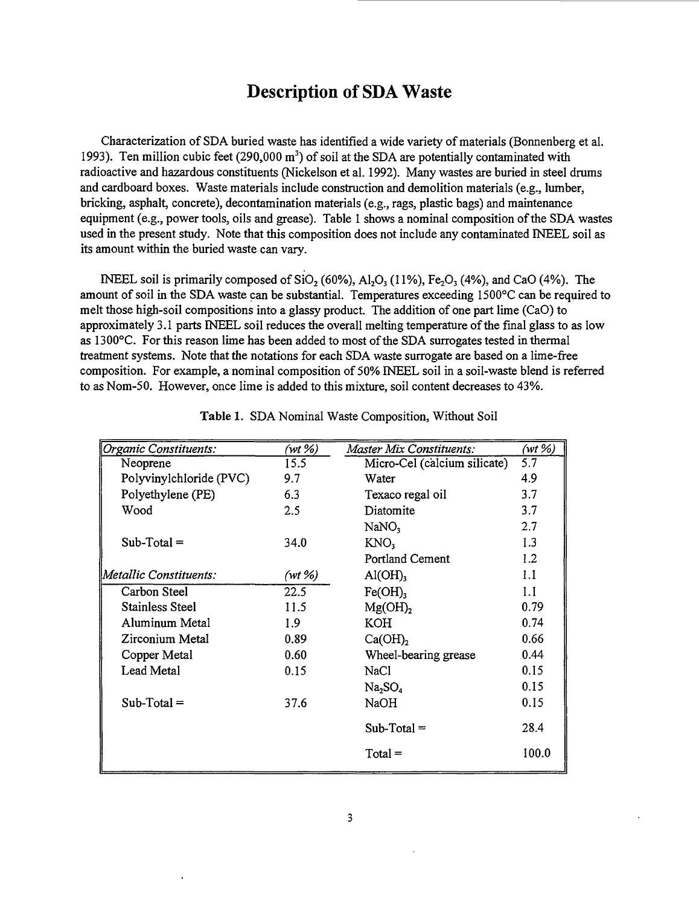# Description of SDA Waste

Characterization of SDA buried waste has identified a wide variety of materials (Bonnenberg et al. 1993). Ten million cubic feet (290,000 $m^3$) of soil at the SDA are potentially contaminated with radioactive and hazardous constituents (Nickelson et al. 1992). Many wastes are buried in steel drums and cardboard boxes. Waste materials include construction and demolition materials (e.g., lumber, bricking, asphalt, concrete), decontamination materials (e.g., rags, plastic bags) and maintenance equipment (e.g., power tools, oils and grease). Table 1 shows a nominal composition of the SDA wastes used in the present study. Note that this composition does not include any contaminated INEEL soil as its amount within the buried waste can vary.

INEEL soil is primarily composed of $SiO_2$ (60%), $Al_2O_3$ (11%), $Fe_2O_3$ (4%), and CaO (4%). The amount of soil in the SDA waste can be substantial. Temperatures exceeding 1500°C can be required to melt those high-soil compositions into a glassy product. The addition of one part lime (CaO) to approximately 3.1 parts INEEL soil reduces the overall melting temperature of the final glass to as low as 1300°C. For this reason lime has been added to most of the SDA surrogates tested in thermal treatment systems. Note that the notations for each SDA waste surrogate are based on a lime-free composition. For example, a nominal composition of 50% INEEL soil in a soil-waste blend is referred to as Nom-50. However, once lime is added to this mixture, soil content decreases to 43%.

**Table 1.** SDA Nominal Waste Composition, Without Soil

| *Organic Constituents:* | *(wt %)* | *Master Mix Constituents:* | *(wt %)* |
|---|---|---|---|
| Neoprene | 15.5 | Micro-Cel (calcium silicate) | 5.7 |
| Polyvinylchloride (PVC) | 9.7 | Water | 4.9 |
| Polyethylene (PE) | 6.3 | Texaco regal oil | 3.7 |
| Wood | 2.5 | Diatomite | 3.7 |
| | | $NaNO_3$ | 2.7 |
| Sub-Total = | 34.0 | $KNO_3$ | 1.3 |
| | | Portland Cement | 1.2 |
| *Metallic Constituents:* | *(wt %)* | $Al(OH)_3$ | 1.1 |
| Carbon Steel | 22.5 | $Fe(OH)_3$ | 1.1 |
| Stainless Steel | 11.5 | $Mg(OH)_2$ | 0.79 |
| Aluminum Metal | 1.9 | KOH | 0.74 |
| Zirconium Metal | 0.89 | $Ca(OH)_2$ | 0.66 |
| Copper Metal | 0.60 | Wheel-bearing grease | 0.44 |
| Lead Metal | 0.15 | NaCl | 0.15 |
| | | $Na_2SO_4$ | 0.15 |
| Sub-Total = | 37.6 | NaOH | 0.15 |
| | | Sub-Total = | 28.4 |
| | | Total = | 100.0 |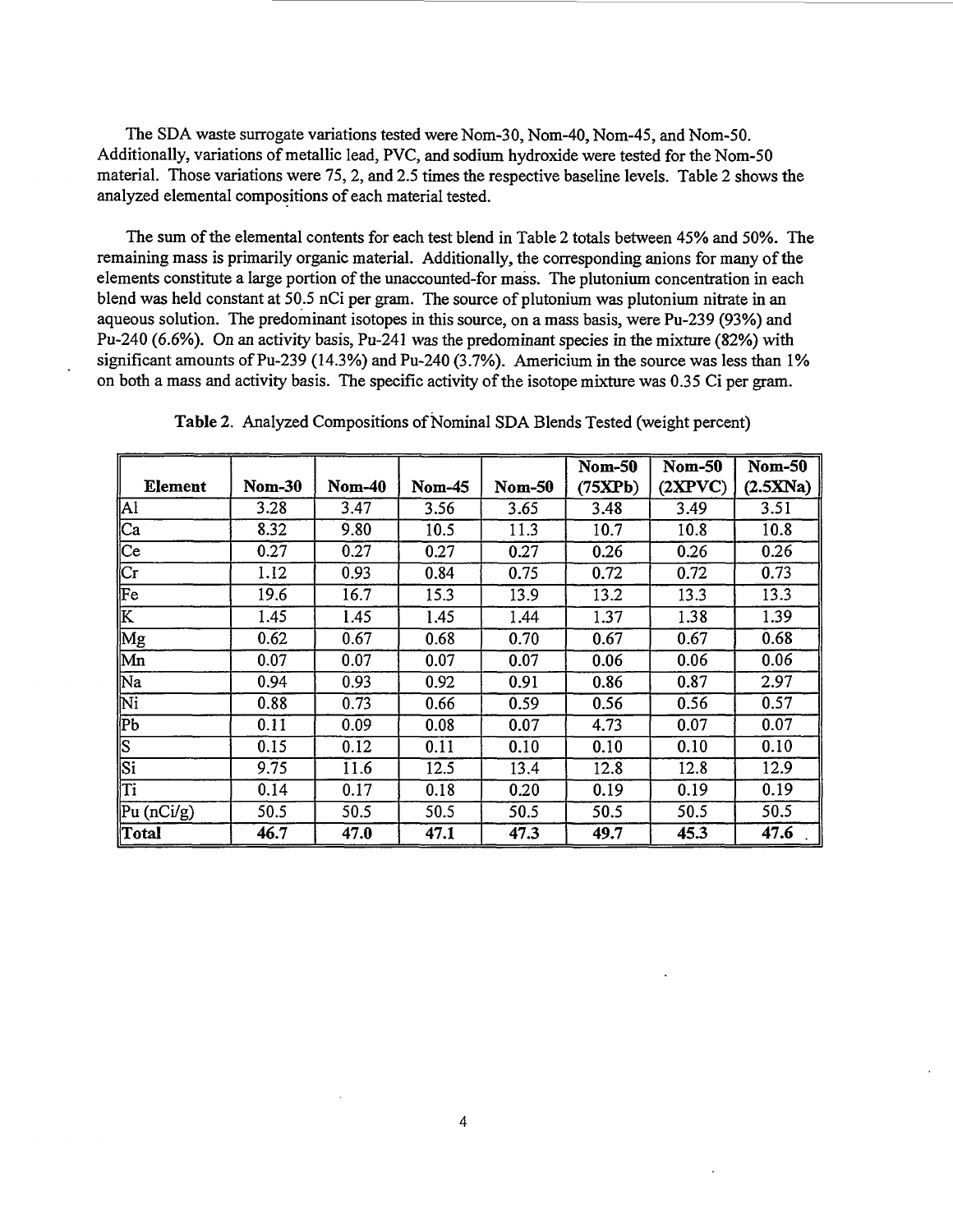The SDA waste surrogate variations tested were Nom-30, Nom-40, Nom-45, and Nom-50. Additionally, variations of metallic lead, PVC, and sodium hydroxide were tested for the Nom-50 material. Those variations were 75, 2, and 2.5 times the respective baseline levels. Table 2 shows the analyzed elemental compositions of each material tested.

The sum of the elemental contents for each test blend in Table 2 totals between 45% and 50%. The remaining mass is primarily organic material. Additionally, the corresponding anions for many of the elements constitute a large portion of the unaccounted-for mass. The plutonium concentration in each blend was held constant at 50.5 nCi per gram. The source of plutonium was plutonium nitrate in an aqueous solution. The predominant isotopes in this source, on a mass basis, were Pu-239 (93%) and Pu-240 (6.6%). On an activity basis, Pu-241 was the predominant species in the mixture (82%) with significant amounts of Pu-239 (14.3%) and Pu-240 (3.7%). Americium in the source was less than 1% on both a mass and activity basis. The specific activity of the isotope mixture was 0.35 Ci per gram.

**Table 2.** Analyzed Compositions of Nominal SDA Blends Tested (weight percent)

| Element | Nom-30 | Nom-40 | Nom-45 | Nom-50 | Nom-50 (75XPb) | Nom-50 (2XPVC) | Nom-50 (2.5XNa) |
|---|---|---|---|---|---|---|---|
| Al | 3.28 | 3.47 | 3.56 | 3.65 | 3.48 | 3.49 | 3.51 |
| Ca | 8.32 | 9.80 | 10.5 | 11.3 | 10.7 | 10.8 | 10.8 |
| Ce | 0.27 | 0.27 | 0.27 | 0.27 | 0.26 | 0.26 | 0.26 |
| Cr | 1.12 | 0.93 | 0.84 | 0.75 | 0.72 | 0.72 | 0.73 |
| Fe | 19.6 | 16.7 | 15.3 | 13.9 | 13.2 | 13.3 | 13.3 |
| K | 1.45 | 1.45 | 1.45 | 1.44 | 1.37 | 1.38 | 1.39 |
| Mg | 0.62 | 0.67 | 0.68 | 0.70 | 0.67 | 0.67 | 0.68 |
| Mn | 0.07 | 0.07 | 0.07 | 0.07 | 0.06 | 0.06 | 0.06 |
| Na | 0.94 | 0.93 | 0.92 | 0.91 | 0.86 | 0.87 | 2.97 |
| Ni | 0.88 | 0.73 | 0.66 | 0.59 | 0.56 | 0.56 | 0.57 |
| Pb | 0.11 | 0.09 | 0.08 | 0.07 | 4.73 | 0.07 | 0.07 |
| S | 0.15 | 0.12 | 0.11 | 0.10 | 0.10 | 0.10 | 0.10 |
| Si | 9.75 | 11.6 | 12.5 | 13.4 | 12.8 | 12.8 | 12.9 |
| Ti | 0.14 | 0.17 | 0.18 | 0.20 | 0.19 | 0.19 | 0.19 |
| Pu (nCi/g) | 50.5 | 50.5 | 50.5 | 50.5 | 50.5 | 50.5 | 50.5 |
| **Total** | **46.7** | **47.0** | **47.1** | **47.3** | **49.7** | **45.3** | **47.6** |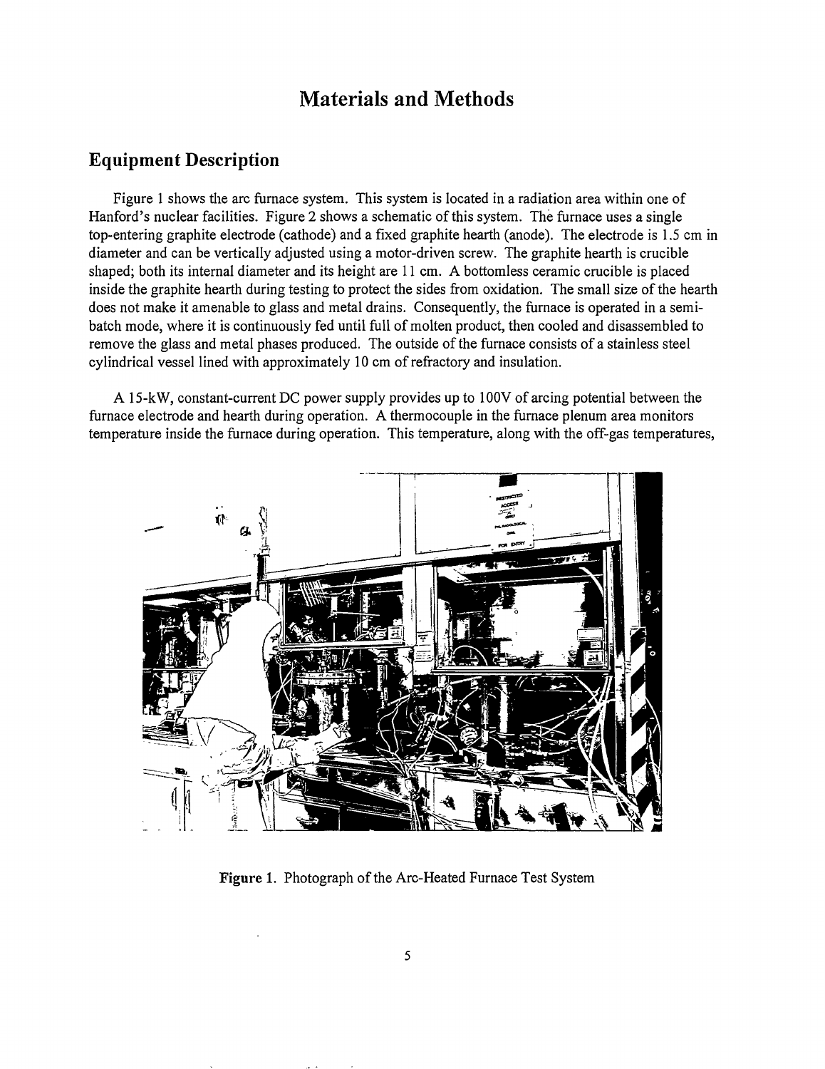# Materials and Methods

## Equipment Description

Figure 1 shows the arc furnace system. This system is located in a radiation area within one of Hanford's nuclear facilities. Figure 2 shows a schematic of this system. The furnace uses a single top-entering graphite electrode (cathode) and a fixed graphite hearth (anode). The electrode is 1.5 cm in diameter and can be vertically adjusted using a motor-driven screw. The graphite hearth is crucible shaped; both its internal diameter and its height are 11 cm. A bottomless ceramic crucible is placed inside the graphite hearth during testing to protect the sides from oxidation. The small size of the hearth does not make it amenable to glass and metal drains. Consequently, the furnace is operated in a semi-batch mode, where it is continuously fed until full of molten product, then cooled and disassembled to remove the glass and metal phases produced. The outside of the furnace consists of a stainless steel cylindrical vessel lined with approximately 10 cm of refractory and insulation.

A 15-kW, constant-current DC power supply provides up to 100V of arcing potential between the furnace electrode and hearth during operation. A thermocouple in the furnace plenum area monitors temperature inside the furnace during operation. This temperature, along with the off-gas temperatures,

**Figure 1.** Photograph of the Arc-Heated Furnace Test System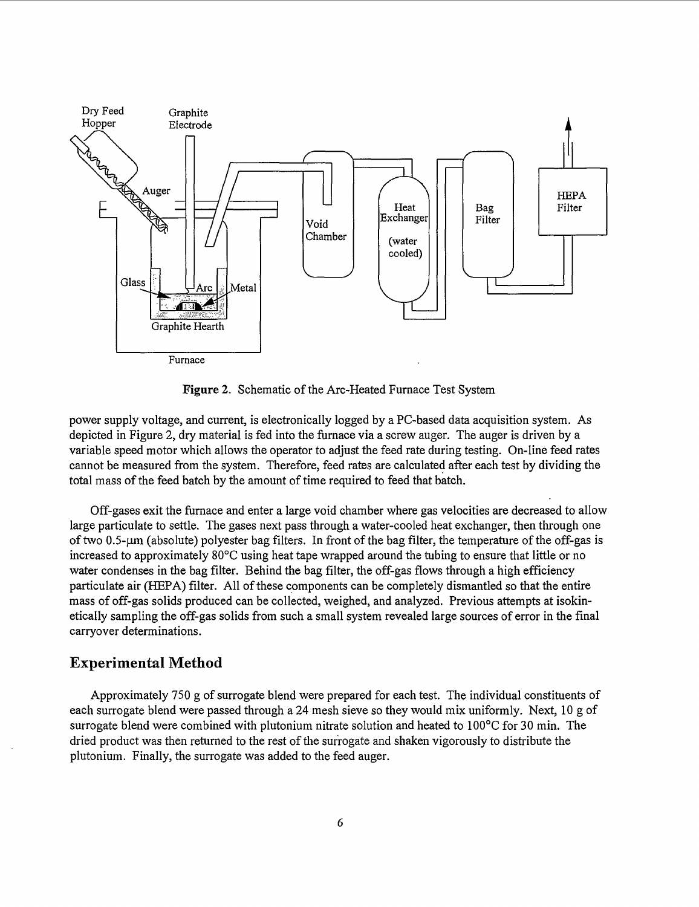Figure 2. Schematic of the Arc-Heated Furnace Test System

power supply voltage, and current, is electronically logged by a PC-based data acquisition system. As depicted in Figure 2, dry material is fed into the furnace via a screw auger. The auger is driven by a variable speed motor which allows the operator to adjust the feed rate during testing. On-line feed rates cannot be measured from the system. Therefore, feed rates are calculated after each test by dividing the total mass of the feed batch by the amount of time required to feed that batch.

Off-gases exit the furnace and enter a large void chamber where gas velocities are decreased to allow large particulate to settle. The gases next pass through a water-cooled heat exchanger, then through one of two 0.5-μm (absolute) polyester bag filters. In front of the bag filter, the temperature of the off-gas is increased to approximately 80°C using heat tape wrapped around the tubing to ensure that little or no water condenses in the bag filter. Behind the bag filter, the off-gas flows through a high efficiency particulate air (HEPA) filter. All of these components can be completely dismantled so that the entire mass of off-gas solids produced can be collected, weighed, and analyzed. Previous attempts at isokinetically sampling the off-gas solids from such a small system revealed large sources of error in the final carryover determinations.

## Experimental Method

Approximately 750 g of surrogate blend were prepared for each test. The individual constituents of each surrogate blend were passed through a 24 mesh sieve so they would mix uniformly. Next, 10 g of surrogate blend were combined with plutonium nitrate solution and heated to 100°C for 30 min. The dried product was then returned to the rest of the surrogate and shaken vigorously to distribute the plutonium. Finally, the surrogate was added to the feed auger.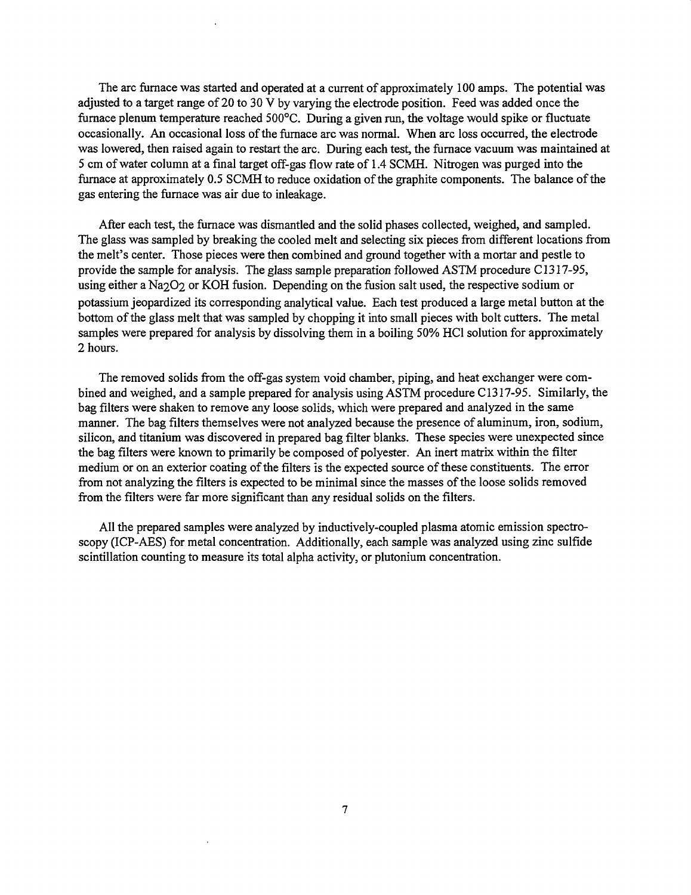The arc furnace was started and operated at a current of approximately 100 amps. The potential was adjusted to a target range of 20 to 30 V by varying the electrode position. Feed was added once the furnace plenum temperature reached 500°C. During a given run, the voltage would spike or fluctuate occasionally. An occasional loss of the furnace arc was normal. When arc loss occurred, the electrode was lowered, then raised again to restart the arc. During each test, the furnace vacuum was maintained at 5 cm of water column at a final target off-gas flow rate of 1.4 SCMH. Nitrogen was purged into the furnace at approximately 0.5 SCMH to reduce oxidation of the graphite components. The balance of the gas entering the furnace was air due to inleakage.

After each test, the furnace was dismantled and the solid phases collected, weighed, and sampled. The glass was sampled by breaking the cooled melt and selecting six pieces from different locations from the melt's center. Those pieces were then combined and ground together with a mortar and pestle to provide the sample for analysis. The glass sample preparation followed ASTM procedure C1317-95, using either a $Na_2O_2$ or KOH fusion. Depending on the fusion salt used, the respective sodium or potassium jeopardized its corresponding analytical value. Each test produced a large metal button at the bottom of the glass melt that was sampled by chopping it into small pieces with bolt cutters. The metal samples were prepared for analysis by dissolving them in a boiling 50% HCl solution for approximately 2 hours.

The removed solids from the off-gas system void chamber, piping, and heat exchanger were combined and weighed, and a sample prepared for analysis using ASTM procedure C1317-95. Similarly, the bag filters were shaken to remove any loose solids, which were prepared and analyzed in the same manner. The bag filters themselves were not analyzed because the presence of aluminum, iron, sodium, silicon, and titanium was discovered in prepared bag filter blanks. These species were unexpected since the bag filters were known to primarily be composed of polyester. An inert matrix within the filter medium or on an exterior coating of the filters is the expected source of these constituents. The error from not analyzing the filters is expected to be minimal since the masses of the loose solids removed from the filters were far more significant than any residual solids on the filters.

All the prepared samples were analyzed by inductively-coupled plasma atomic emission spectroscopy (ICP-AES) for metal concentration. Additionally, each sample was analyzed using zinc sulfide scintillation counting to measure its total alpha activity, or plutonium concentration.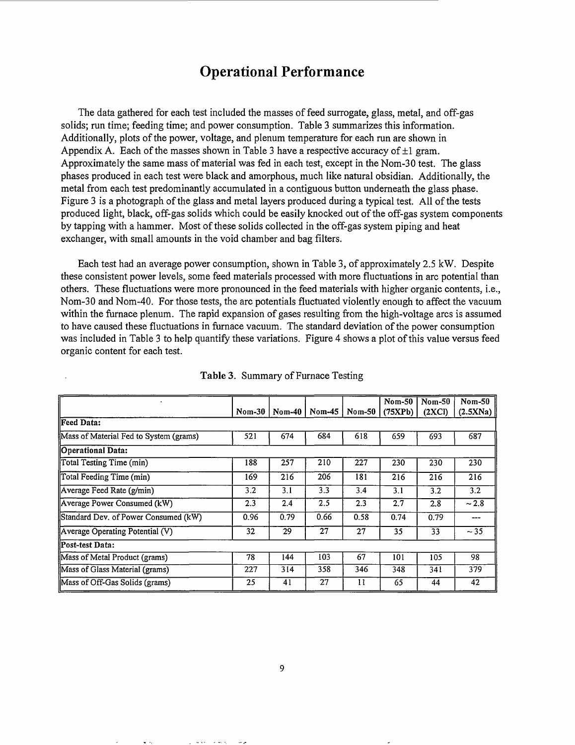# Operational Performance

The data gathered for each test included the masses of feed surrogate, glass, metal, and off-gas solids; run time; feeding time; and power consumption. Table 3 summarizes this information. Additionally, plots of the power, voltage, and plenum temperature for each run are shown in Appendix A. Each of the masses shown in Table 3 have a respective accuracy of ±1 gram. Approximately the same mass of material was fed in each test, except in the Nom-30 test. The glass phases produced in each test were black and amorphous, much like natural obsidian. Additionally, the metal from each test predominantly accumulated in a contiguous button underneath the glass phase. Figure 3 is a photograph of the glass and metal layers produced during a typical test. All of the tests produced light, black, off-gas solids which could be easily knocked out of the off-gas system components by tapping with a hammer. Most of these solids collected in the off-gas system piping and heat exchanger, with small amounts in the void chamber and bag filters.

Each test had an average power consumption, shown in Table 3, of approximately 2.5 kW. Despite these consistent power levels, some feed materials processed with more fluctuations in arc potential than others. These fluctuations were more pronounced in the feed materials with higher organic contents, i.e., Nom-30 and Nom-40. For those tests, the arc potentials fluctuated violently enough to affect the vacuum within the furnace plenum. The rapid expansion of gases resulting from the high-voltage arcs is assumed to have caused these fluctuations in furnace vacuum. The standard deviation of the power consumption was included in Table 3 to help quantify these variations. Figure 4 shows a plot of this value versus feed organic content for each test.

**Table 3.** Summary of Furnace Testing

| | Nom-30 | Nom-40 | Nom-45 | Nom-50 | Nom-50 (75XPb) | Nom-50 (2XCl) | Nom-50 (2.5XNa) |
|---|---|---|---|---|---|---|---|
| **Feed Data:** | | | | | | | |
| Mass of Material Fed to System (grams) | 521 | 674 | 684 | 618 | 659 | 693 | 687 |
| **Operational Data:** | | | | | | | |
| Total Testing Time (min) | 188 | 257 | 210 | 227 | 230 | 230 | 230 |
| Total Feeding Time (min) | 169 | 216 | 206 | 181 | 216 | 216 | 216 |
| Average Feed Rate (g/min) | 3.2 | 3.1 | 3.3 | 3.4 | 3.1 | 3.2 | 3.2 |
| Average Power Consumed (kW) | 2.3 | 2.4 | 2.5 | 2.3 | 2.7 | 2.8 | ~ 2.8 |
| Standard Dev. of Power Consumed (kW) | 0.96 | 0.79 | 0.66 | 0.58 | 0.74 | 0.79 | --- |
| Average Operating Potential (V) | 32 | 29 | 27 | 27 | 35 | 33 | ~ 35 |
| **Post-test Data:** | | | | | | | |
| Mass of Metal Product (grams) | 78 | 144 | 103 | 67 | 101 | 105 | 98 |
| Mass of Glass Material (grams) | 227 | 314 | 358 | 346 | 348 | 341 | 379 |
| Mass of Off-Gas Solids (grams) | 25 | 41 | 27 | 11 | 65 | 44 | 42 |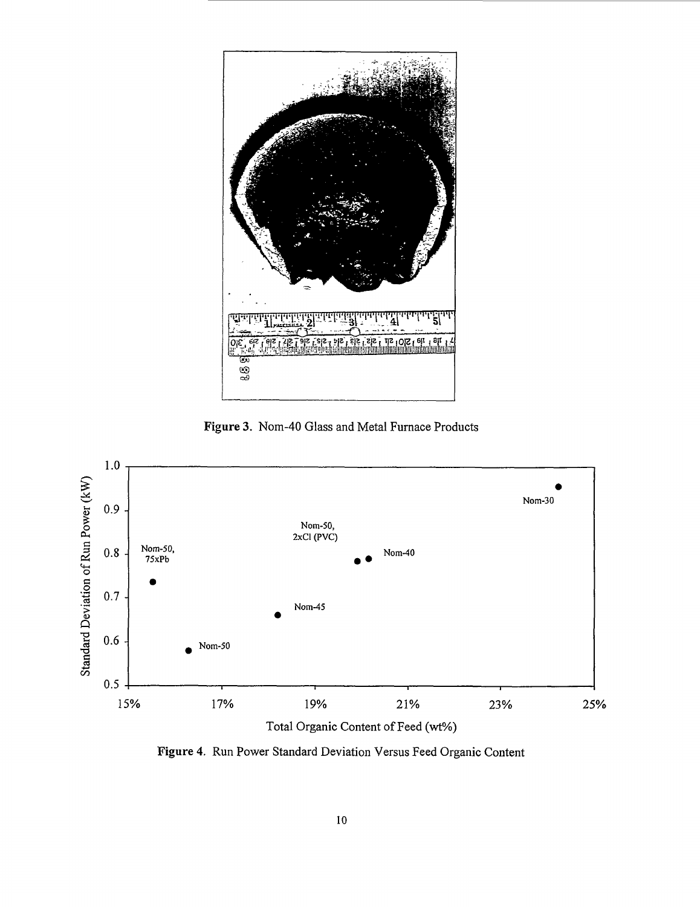Figure 3. Nom-40 Glass and Metal Furnace Products

Figure 4. Run Power Standard Deviation Versus Feed Organic Content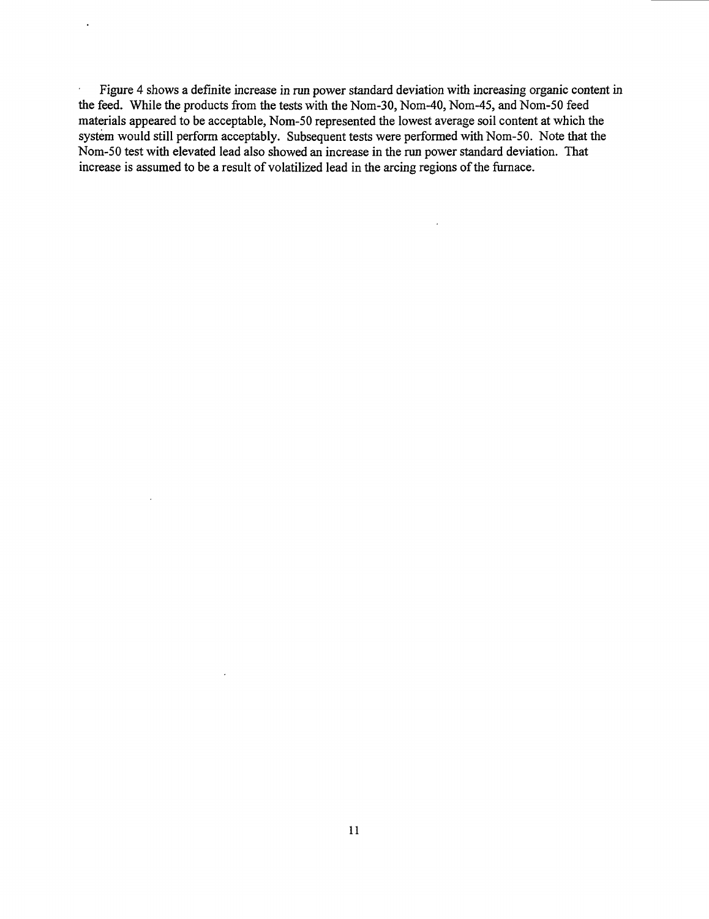Figure 4 shows a definite increase in run power standard deviation with increasing organic content in the feed. While the products from the tests with the Nom-30, Nom-40, Nom-45, and Nom-50 feed materials appeared to be acceptable, Nom-50 represented the lowest average soil content at which the system would still perform acceptably. Subsequent tests were performed with Nom-50. Note that the Nom-50 test with elevated lead also showed an increase in the run power standard deviation. That increase is assumed to be a result of volatilized lead in the arcing regions of the furnace.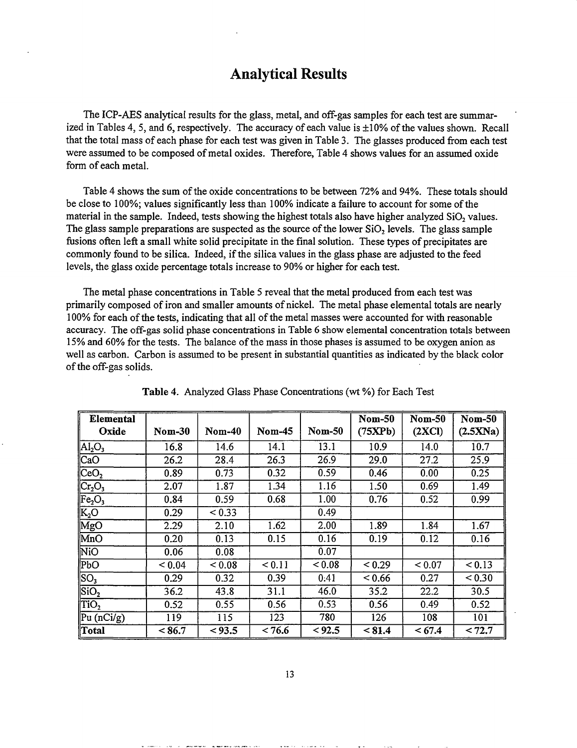# Analytical Results

The ICP-AES analytical results for the glass, metal, and off-gas samples for each test are summarized in Tables 4, 5, and 6, respectively. The accuracy of each value is ±10% of the values shown. Recall that the total mass of each phase for each test was given in Table 3. The glasses produced from each test were assumed to be composed of metal oxides. Therefore, Table 4 shows values for an assumed oxide form of each metal.

Table 4 shows the sum of the oxide concentrations to be between 72% and 94%. These totals should be close to 100%; values significantly less than 100% indicate a failure to account for some of the material in the sample. Indeed, tests showing the highest totals also have higher analyzed $SiO_2$ values. The glass sample preparations are suspected as the source of the lower $SiO_2$ levels. The glass sample fusions often left a small white solid precipitate in the final solution. These types of precipitates are commonly found to be silica. Indeed, if the silica values in the glass phase are adjusted to the feed levels, the glass oxide percentage totals increase to 90% or higher for each test.

The metal phase concentrations in Table 5 reveal that the metal produced from each test was primarily composed of iron and smaller amounts of nickel. The metal phase elemental totals are nearly 100% for each of the tests, indicating that all of the metal masses were accounted for with reasonable accuracy. The off-gas solid phase concentrations in Table 6 show elemental concentration totals between 15% and 60% for the tests. The balance of the mass in those phases is assumed to be oxygen anion as well as carbon. Carbon is assumed to be present in substantial quantities as indicated by the black color of the off-gas solids.

**Table 4.** Analyzed Glass Phase Concentrations (wt %) for Each Test

| Elemental Oxide | Nom-30 | Nom-40 | Nom-45 | Nom-50 | Nom-50 (75XPb) | Nom-50 (2XCl) | Nom-50 (2.5XNa) |
|---|---|---|---|---|---|---|---|
| $Al_2O_3$ | 16.8 | 14.6 | 14.1 | 13.1 | 10.9 | 14.0 | 10.7 |
| CaO | 26.2 | 28.4 | 26.3 | 26.9 | 29.0 | 27.2 | 25.9 |
| $CeO_2$ | 0.89 | 0.73 | 0.32 | 0.59 | 0.46 | 0.00 | 0.25 |
| $Cr_2O_3$ | 2.07 | 1.87 | 1.34 | 1.16 | 1.50 | 0.69 | 1.49 |
| $Fe_2O_3$ | 0.84 | 0.59 | 0.68 | 1.00 | 0.76 | 0.52 | 0.99 |
| $K_2O$ | 0.29 | < 0.33 | | 0.49 | | | |
| MgO | 2.29 | 2.10 | 1.62 | 2.00 | 1.89 | 1.84 | 1.67 |
| MnO | 0.20 | 0.13 | 0.15 | 0.16 | 0.19 | 0.12 | 0.16 |
| NiO | 0.06 | 0.08 | | 0.07 | | | |
| PbO | < 0.04 | < 0.08 | < 0.11 | < 0.08 | < 0.29 | < 0.07 | < 0.13 |
| $SO_3$ | 0.29 | 0.32 | 0.39 | 0.41 | < 0.66 | 0.27 | < 0.30 |
| $SiO_2$ | 36.2 | 43.8 | 31.1 | 46.0 | 35.2 | 22.2 | 30.5 |
| $TiO_2$ | 0.52 | 0.55 | 0.56 | 0.53 | 0.56 | 0.49 | 0.52 |
| Pu (nCi/g) | 119 | 115 | 123 | 780 | 126 | 108 | 101 |
| **Total** | **< 86.7** | **< 93.5** | **< 76.6** | **< 92.5** | **< 81.4** | **< 67.4** | **< 72.7** |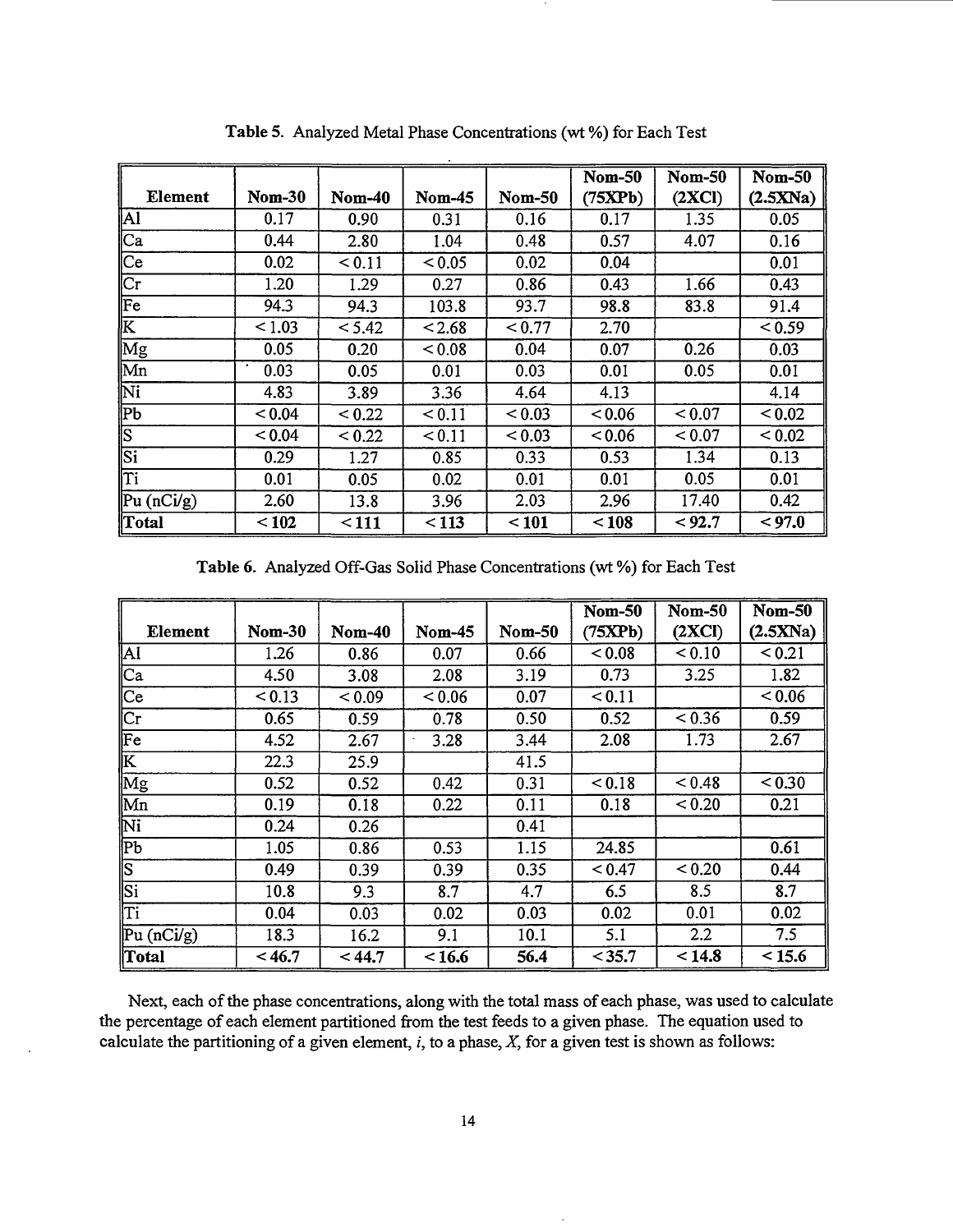**Table 5.** Analyzed Metal Phase Concentrations (wt %) for Each Test

| Element | Nom-30 | Nom-40 | Nom-45 | Nom-50 | Nom-50 (75XPb) | Nom-50 (2XCl) | Nom-50 (2.5XNa) |
|---|---|---|---|---|---|---|---|
| Al | 0.17 | 0.90 | 0.31 | 0.16 | 0.17 | 1.35 | 0.05 |
| Ca | 0.44 | 2.80 | 1.04 | 0.48 | 0.57 | 4.07 | 0.16 |
| Ce | 0.02 | < 0.11 | < 0.05 | 0.02 | 0.04 | | 0.01 |
| Cr | 1.20 | 1.29 | 0.27 | 0.86 | 0.43 | 1.66 | 0.43 |
| Fe | 94.3 | 94.3 | 103.8 | 93.7 | 98.8 | 83.8 | 91.4 |
| K | < 1.03 | < 5.42 | < 2.68 | < 0.77 | 2.70 | | < 0.59 |
| Mg | 0.05 | 0.20 | < 0.08 | 0.04 | 0.07 | 0.26 | 0.03 |
| Mn | 0.03 | 0.05 | 0.01 | 0.03 | 0.01 | 0.05 | 0.01 |
| Ni | 4.83 | 3.89 | 3.36 | 4.64 | 4.13 | | 4.14 |
| Pb | < 0.04 | < 0.22 | < 0.11 | < 0.03 | < 0.06 | < 0.07 | < 0.02 |
| S | < 0.04 | < 0.22 | < 0.11 | < 0.03 | < 0.06 | < 0.07 | < 0.02 |
| Si | 0.29 | 1.27 | 0.85 | 0.33 | 0.53 | 1.34 | 0.13 |
| Ti | 0.01 | 0.05 | 0.02 | 0.01 | 0.01 | 0.05 | 0.01 |
| Pu (nCi/g) | 2.60 | 13.8 | 3.96 | 2.03 | 2.96 | 17.40 | 0.42 |
| **Total** | **< 102** | **< 111** | **< 113** | **< 101** | **< 108** | **< 92.7** | **< 97.0** |

**Table 6.** Analyzed Off-Gas Solid Phase Concentrations (wt %) for Each Test

| Element | Nom-30 | Nom-40 | Nom-45 | Nom-50 | Nom-50 (75XPb) | Nom-50 (2XCl) | Nom-50 (2.5XNa) |
|---|---|---|---|---|---|---|---|
| Al | 1.26 | 0.86 | 0.07 | 0.66 | < 0.08 | < 0.10 | < 0.21 |
| Ca | 4.50 | 3.08 | 2.08 | 3.19 | 0.73 | 3.25 | 1.82 |
| Ce | < 0.13 | < 0.09 | < 0.06 | 0.07 | < 0.11 | | < 0.06 |
| Cr | 0.65 | 0.59 | 0.78 | 0.50 | 0.52 | < 0.36 | 0.59 |
| Fe | 4.52 | 2.67 | 3.28 | 3.44 | 2.08 | 1.73 | 2.67 |
| K | 22.3 | 25.9 | | 41.5 | | | |
| Mg | 0.52 | 0.52 | 0.42 | 0.31 | < 0.18 | < 0.48 | < 0.30 |
| Mn | 0.19 | 0.18 | 0.22 | 0.11 | 0.18 | < 0.20 | 0.21 |
| Ni | 0.24 | 0.26 | | 0.41 | | | |
| Pb | 1.05 | 0.86 | 0.53 | 1.15 | 24.85 | | 0.61 |
| S | 0.49 | 0.39 | 0.39 | 0.35 | < 0.47 | < 0.20 | 0.44 |
| Si | 10.8 | 9.3 | 8.7 | 4.7 | 6.5 | 8.5 | 8.7 |
| Ti | 0.04 | 0.03 | 0.02 | 0.03 | 0.02 | 0.01 | 0.02 |
| Pu (nCi/g) | 18.3 | 16.2 | 9.1 | 10.1 | 5.1 | 2.2 | 7.5 |
| **Total** | **< 46.7** | **< 44.7** | **< 16.6** | **56.4** | **< 35.7** | **< 14.8** | **< 15.6** |

Next, each of the phase concentrations, along with the total mass of each phase, was used to calculate the percentage of each element partitioned from the test feeds to a given phase. The equation used to calculate the partitioning of a given element, *i*, to a phase, *X*, for a given test is shown as follows: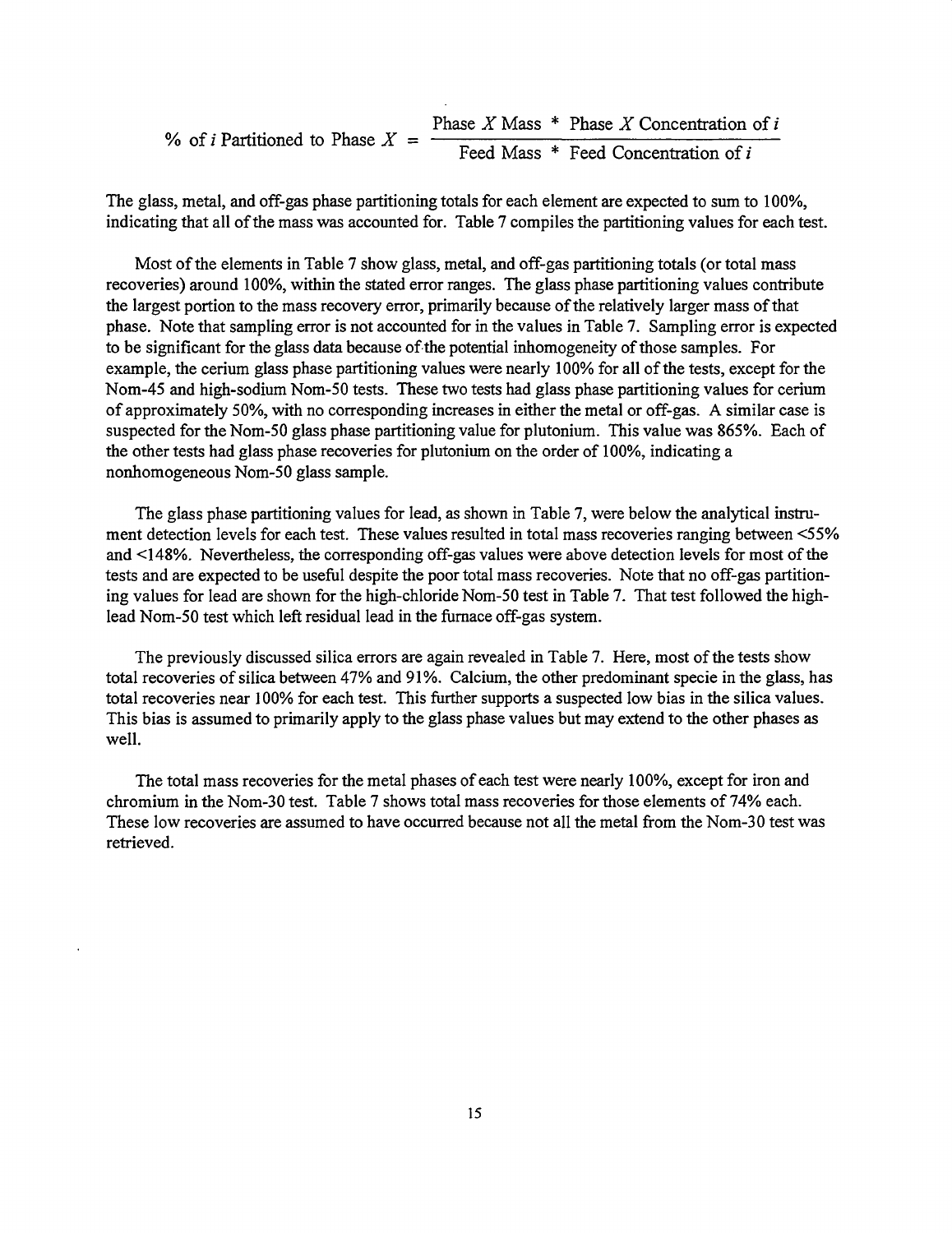$$\%\text{ of } i \text{ Partitioned to Phase } X = \frac{\text{Phase } X \text{ Mass } * \text{ Phase } X \text{ Concentration of } i}{\text{Feed Mass } * \text{ Feed Concentration of } i}$$

The glass, metal, and off-gas phase partitioning totals for each element are expected to sum to 100%, indicating that all of the mass was accounted for. Table 7 compiles the partitioning values for each test.

Most of the elements in Table 7 show glass, metal, and off-gas partitioning totals (or total mass recoveries) around 100%, within the stated error ranges. The glass phase partitioning values contribute the largest portion to the mass recovery error, primarily because of the relatively larger mass of that phase. Note that sampling error is not accounted for in the values in Table 7. Sampling error is expected to be significant for the glass data because of the potential inhomogeneity of those samples. For example, the cerium glass phase partitioning values were nearly 100% for all of the tests, except for the Nom-45 and high-sodium Nom-50 tests. These two tests had glass phase partitioning values for cerium of approximately 50%, with no corresponding increases in either the metal or off-gas. A similar case is suspected for the Nom-50 glass phase partitioning value for plutonium. This value was 865%. Each of the other tests had glass phase recoveries for plutonium on the order of 100%, indicating a nonhomogeneous Nom-50 glass sample.

The glass phase partitioning values for lead, as shown in Table 7, were below the analytical instrument detection levels for each test. These values resulted in total mass recoveries ranging between <55% and <148%. Nevertheless, the corresponding off-gas values were above detection levels for most of the tests and are expected to be useful despite the poor total mass recoveries. Note that no off-gas partitioning values for lead are shown for the high-chloride Nom-50 test in Table 7. That test followed the high-lead Nom-50 test which left residual lead in the furnace off-gas system.

The previously discussed silica errors are again revealed in Table 7. Here, most of the tests show total recoveries of silica between 47% and 91%. Calcium, the other predominant specie in the glass, has total recoveries near 100% for each test. This further supports a suspected low bias in the silica values. This bias is assumed to primarily apply to the glass phase values but may extend to the other phases as well.

The total mass recoveries for the metal phases of each test were nearly 100%, except for iron and chromium in the Nom-30 test. Table 7 shows total mass recoveries for those elements of 74% each. These low recoveries are assumed to have occurred because not all the metal from the Nom-30 test was retrieved.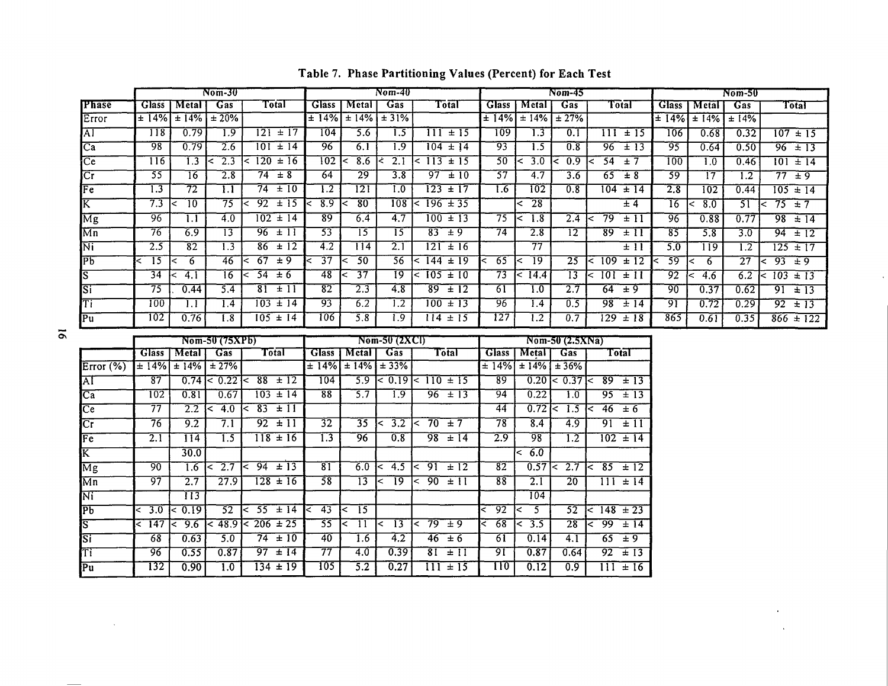**Table 7. Phase Partitioning Values (Percent) for Each Test**

| | Nom-30 | | | | Nom-40 | | | | Nom-45 | | | | Nom-50 | | | |
|---|---|---|---|---|---|---|---|---|---|---|---|---|---|---|---|---|
| Phase | Glass | Metal | Gas | Total | Glass | Metal | Gas | Total | Glass | Metal | Gas | Total | Glass | Metal | Gas | Total |
| Error | ± 14% | ± 14% | ± 20% | | ± 14% | ± 14% | ± 31% | | ± 14% | ± 14% | ± 27% | | ± 14% | ± 14% | ± 14% | |
| Al | 118 | 0.79 | 1.9 | 121 ± 17 | 104 | 5.6 | 1.5 | 111 ± 15 | 109 | 1.3 | 0.1 | 111 ± 15 | 106 | 0.68 | 0.32 | 107 ± 15 |
| Ca | 98 | 0.79 | 2.6 | 101 ± 14 | 96 | 6.1 | 1.9 | 104 ± 14 | 93 | 1.5 | 0.8 | 96 ± 13 | 95 | 0.64 | 0.50 | 96 ± 13 |
| Ce | 116 | 1.3 | < 2.3 | < 120 ± 16 | 102 | < 8.6 | < 2.1 | < 113 ± 15 | 50 | < 3.0 | < 0.9 | < 54 ± 7 | 100 | 1.0 | 0.46 | 101 ± 14 |
| Cr | 55 | 16 | 2.8 | 74 ± 8 | 64 | 29 | 3.8 | 97 ± 10 | 57 | 4.7 | 3.6 | 65 ± 8 | 59 | 17 | 1.2 | 77 ± 9 |
| Fe | 1.3 | 72 | 1.1 | 74 ± 10 | 1.2 | 121 | 1.0 | 123 ± 17 | 1.6 | 102 | 0.8 | 104 ± 14 | 2.8 | 102 | 0.44 | 105 ± 14 |
| K | 7.3 | < 10 | 75 | < 92 ± 15 | < 8.9 | < 80 | 108 | < 196 ± 35 | | < 28 | | ± 4 | 16 | < 8.0 | 51 | < 75 ± 7 |
| Mg | 96 | 1.1 | 4.0 | 102 ± 14 | 89 | 6.4 | 4.7 | 100 ± 13 | 75 | < 1.8 | 2.4 | < 79 ± 11 | 96 | 0.88 | 0.77 | 98 ± 14 |
| Mn | 76 | 6.9 | 13 | 96 ± 11 | 53 | 15 | 15 | 83 ± 9 | 74 | 2.8 | 12 | 89 ± 11 | 85 | 5.8 | 3.0 | 94 ± 12 |
| Ni | 2.5 | 82 | 1.3 | 86 ± 12 | 4.2 | 114 | 2.1 | 121 ± 16 | | 77 | | ± 11 | 5.0 | 119 | 1.2 | 125 ± 17 |
| Pb | < 15 | < 6 | 46 | < 67 ± 9 | < 37 | < 50 | 56 | < 144 ± 19 | < 65 | < 19 | 25 | < 109 ± 12 | < 59 | < 6 | 27 | < 93 ± 9 |
| S | 34 | < 4.1 | 16 | < 54 ± 6 | 48 | < 37 | 19 | < 105 ± 10 | 73 | < 14.4 | 13 | < 101 ± 11 | 92 | < 4.6 | 6.2 | < 103 ± 13 |
| Si | 75 | 0.44 | 5.4 | 81 ± 11 | 82 | 2.3 | 4.8 | 89 ± 12 | 61 | 1.0 | 2.7 | 64 ± 9 | 90 | 0.37 | 0.62 | 91 ± 13 |
| Ti | 100 | 1.1 | 1.4 | 103 ± 14 | 93 | 6.2 | 1.2 | 100 ± 13 | 96 | 1.4 | 0.5 | 98 ± 14 | 91 | 0.72 | 0.29 | 92 ± 13 |
| Pu | 102 | 0.76 | 1.8 | 105 ± 14 | 106 | 5.8 | 1.9 | 114 ± 15 | 127 | 1.2 | 0.7 | 129 ± 18 | 865 | 0.61 | 0.35 | 866 ± 122 |

| | Nom-50 (75XPb) | | | | Nom-50 (2XCl) | | | | Nom-50 (2.5XNa) | | | |
|---|---|---|---|---|---|---|---|---|---|---|---|---|
| | Glass | Metal | Gas | Total | Glass | Metal | Gas | Total | Glass | Metal | Gas | Total |
| Error (%) | ± 14% | ± 14% | ± 27% | | ± 14% | ± 14% | ± 33% | | ± 14% | ± 14% | ± 36% | |
| Al | 87 | 0.74 | < 0.22 | < 88 ± 12 | 104 | 5.9 | < 0.19 | < 110 ± 15 | 89 | 0.20 | < 0.37 | < 89 ± 13 |
| Ca | 102 | 0.81 | 0.67 | 103 ± 14 | 88 | 5.7 | 1.9 | 96 ± 13 | 94 | 0.22 | 1.0 | 95 ± 13 |
| Ce | 77 | 2.2 | < 4.0 | < 83 ± 11 | | | | | 44 | 0.72 | < 1.5 | < 46 ± 6 |
| Cr | 76 | 9.2 | 7.1 | 92 ± 11 | 32 | 35 | < 3.2 | < 70 ± 7 | 78 | 8.4 | 4.9 | 91 ± 11 |
| Fe | 2.1 | 114 | 1.5 | 118 ± 16 | 1.3 | 96 | 0.8 | 98 ± 14 | 2.9 | 98 | 1.2 | 102 ± 14 |
| K | | 30.0 | | | | | | | | < 6.0 | | |
| Mg | 90 | 1.6 | < 2.7 | < 94 ± 13 | 81 | 6.0 | < 4.5 | < 91 ± 12 | 82 | 0.57 | < 2.7 | < 85 ± 12 |
| Mn | 97 | 2.7 | 27.9 | 128 ± 16 | 58 | 13 | < 19 | < 90 ± 11 | 88 | 2.1 | 20 | 111 ± 14 |
| Ni | | 113 | | | | | | | | 104 | | |
| Pb | < 3.0 | < 0.19 | 52 | < 55 ± 14 | < 43 | < 15 | | | < 92 | < 5 | 52 | < 148 ± 23 |
| S | < 147 | < 9.6 | < 48.9 | < 206 ± 25 | 55 | < 11 | < 13 | < 79 ± 9 | < 68 | < 3.5 | 28 | < 99 ± 14 |
| Si | 68 | 0.63 | 5.0 | 74 ± 10 | 40 | 1.6 | 4.2 | 46 ± 6 | 61 | 0.14 | 4.1 | 65 ± 9 |
| Ti | 96 | 0.55 | 0.87 | 97 ± 14 | 77 | 4.0 | 0.39 | 81 ± 11 | 91 | 0.87 | 0.64 | 92 ± 13 |
| Pu | 132 | 0.90 | 1.0 | 134 ± 19 | 105 | 5.2 | 0.27 | 111 ± 15 | 110 | 0.12 | 0.9 | 111 ± 16 |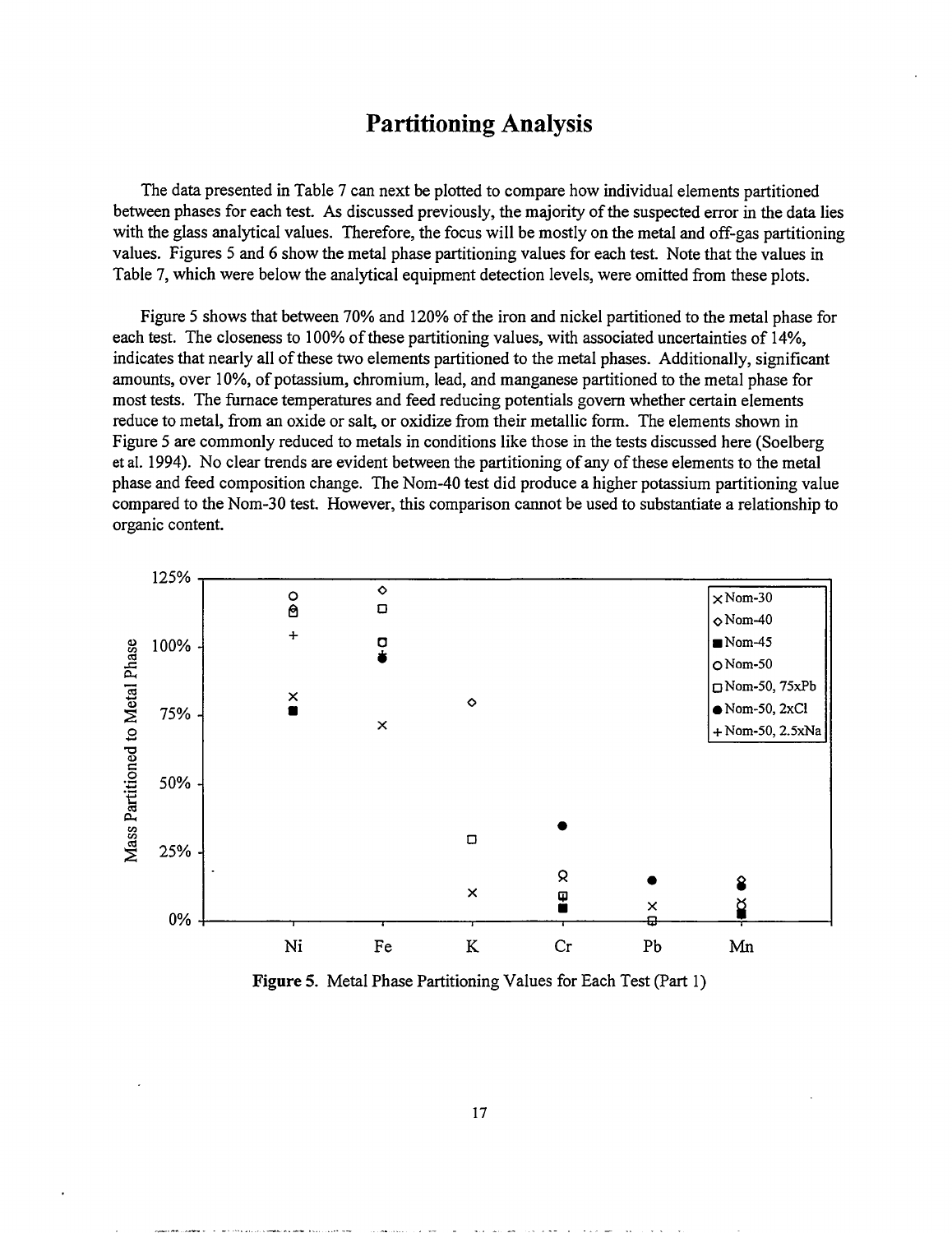# Partitioning Analysis

The data presented in Table 7 can next be plotted to compare how individual elements partitioned between phases for each test. As discussed previously, the majority of the suspected error in the data lies with the glass analytical values. Therefore, the focus will be mostly on the metal and off-gas partitioning values. Figures 5 and 6 show the metal phase partitioning values for each test. Note that the values in Table 7, which were below the analytical equipment detection levels, were omitted from these plots.

Figure 5 shows that between 70% and 120% of the iron and nickel partitioned to the metal phase for each test. The closeness to 100% of these partitioning values, with associated uncertainties of 14%, indicates that nearly all of these two elements partitioned to the metal phases. Additionally, significant amounts, over 10%, of potassium, chromium, lead, and manganese partitioned to the metal phase for most tests. The furnace temperatures and feed reducing potentials govern whether certain elements reduce to metal, from an oxide or salt, or oxidize from their metallic form. The elements shown in Figure 5 are commonly reduced to metals in conditions like those in the tests discussed here (Soelberg et al. 1994). No clear trends are evident between the partitioning of any of these elements to the metal phase and feed composition change. The Nom-40 test did produce a higher potassium partitioning value compared to the Nom-30 test. However, this comparison cannot be used to substantiate a relationship to organic content.

**Figure 5.** Metal Phase Partitioning Values for Each Test (Part 1)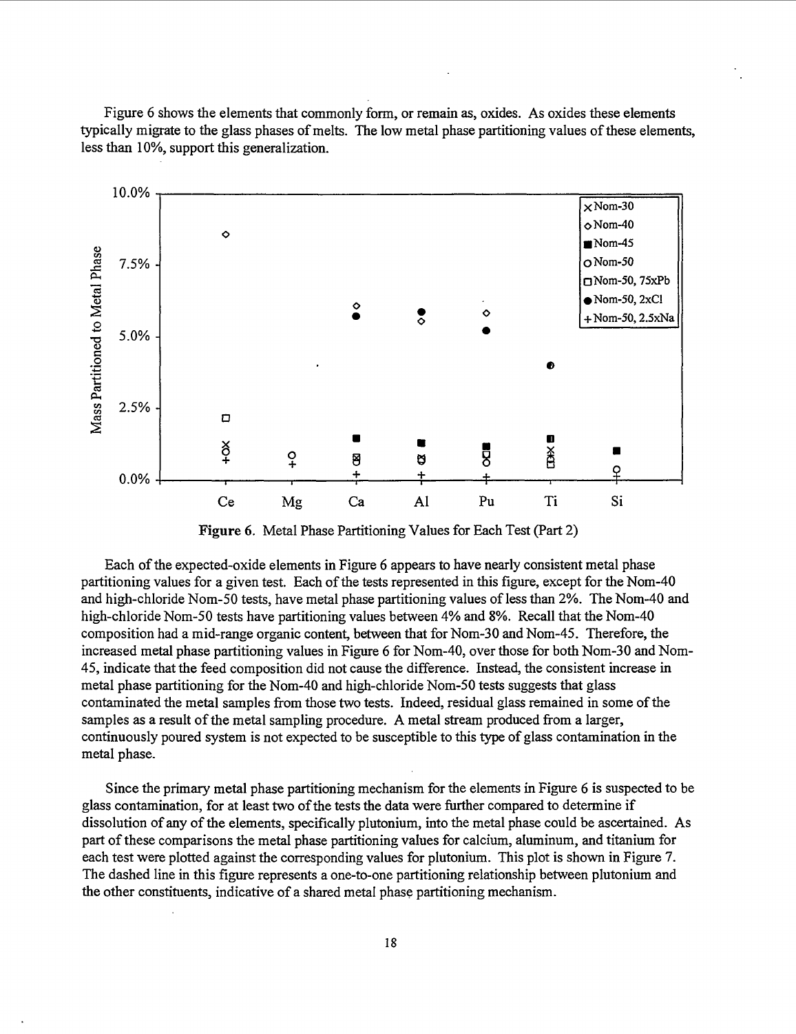Figure 6 shows the elements that commonly form, or remain as, oxides. As oxides these elements typically migrate to the glass phases of melts. The low metal phase partitioning values of these elements, less than 10%, support this generalization.

**Figure 6.** Metal Phase Partitioning Values for Each Test (Part 2)

Each of the expected-oxide elements in Figure 6 appears to have nearly consistent metal phase partitioning values for a given test. Each of the tests represented in this figure, except for the Nom-40 and high-chloride Nom-50 tests, have metal phase partitioning values of less than 2%. The Nom-40 and high-chloride Nom-50 tests have partitioning values between 4% and 8%. Recall that the Nom-40 composition had a mid-range organic content, between that for Nom-30 and Nom-45. Therefore, the increased metal phase partitioning values in Figure 6 for Nom-40, over those for both Nom-30 and Nom-45, indicate that the feed composition did not cause the difference. Instead, the consistent increase in metal phase partitioning for the Nom-40 and high-chloride Nom-50 tests suggests that glass contaminated the metal samples from those two tests. Indeed, residual glass remained in some of the samples as a result of the metal sampling procedure. A metal stream produced from a larger, continuously poured system is not expected to be susceptible to this type of glass contamination in the metal phase.

Since the primary metal phase partitioning mechanism for the elements in Figure 6 is suspected to be glass contamination, for at least two of the tests the data were further compared to determine if dissolution of any of the elements, specifically plutonium, into the metal phase could be ascertained. As part of these comparisons the metal phase partitioning values for calcium, aluminum, and titanium for each test were plotted against the corresponding values for plutonium. This plot is shown in Figure 7. The dashed line in this figure represents a one-to-one partitioning relationship between plutonium and the other constituents, indicative of a shared metal phase partitioning mechanism.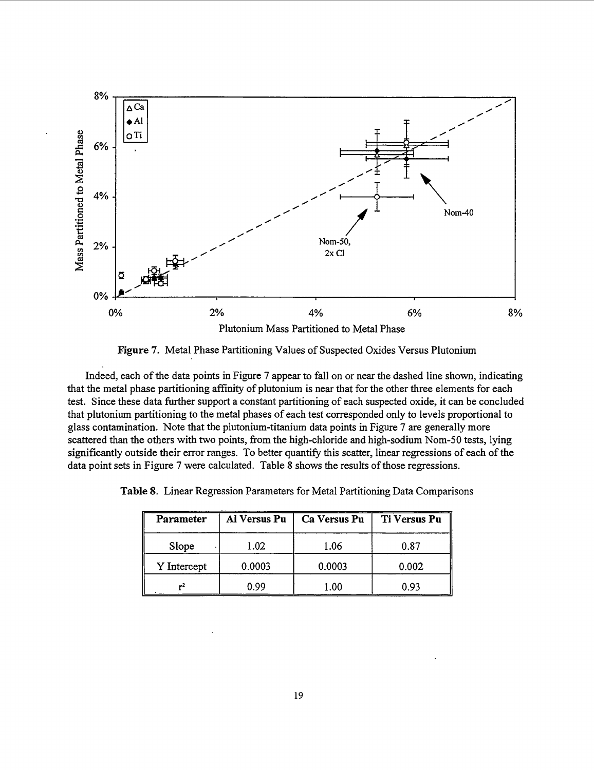**Figure 7.** Metal Phase Partitioning Values of Suspected Oxides Versus Plutonium

Indeed, each of the data points in Figure 7 appear to fall on or near the dashed line shown, indicating that the metal phase partitioning affinity of plutonium is near that for the other three elements for each test. Since these data further support a constant partitioning of each suspected oxide, it can be concluded that plutonium partitioning to the metal phases of each test corresponded only to levels proportional to glass contamination. Note that the plutonium-titanium data points in Figure 7 are generally more scattered than the others with two points, from the high-chloride and high-sodium Nom-50 tests, lying significantly outside their error ranges. To better quantify this scatter, linear regressions of each of the data point sets in Figure 7 were calculated. Table 8 shows the results of those regressions.

**Table 8.** Linear Regression Parameters for Metal Partitioning Data Comparisons

| Parameter | Al Versus Pu | Ca Versus Pu | Ti Versus Pu |
|---|---|---|---|
| Slope | 1.02 | 1.06 | 0.87 |
| Y Intercept | 0.0003 | 0.0003 | 0.002 |
| $r^2$ | 0.99 | 1.00 | 0.93 |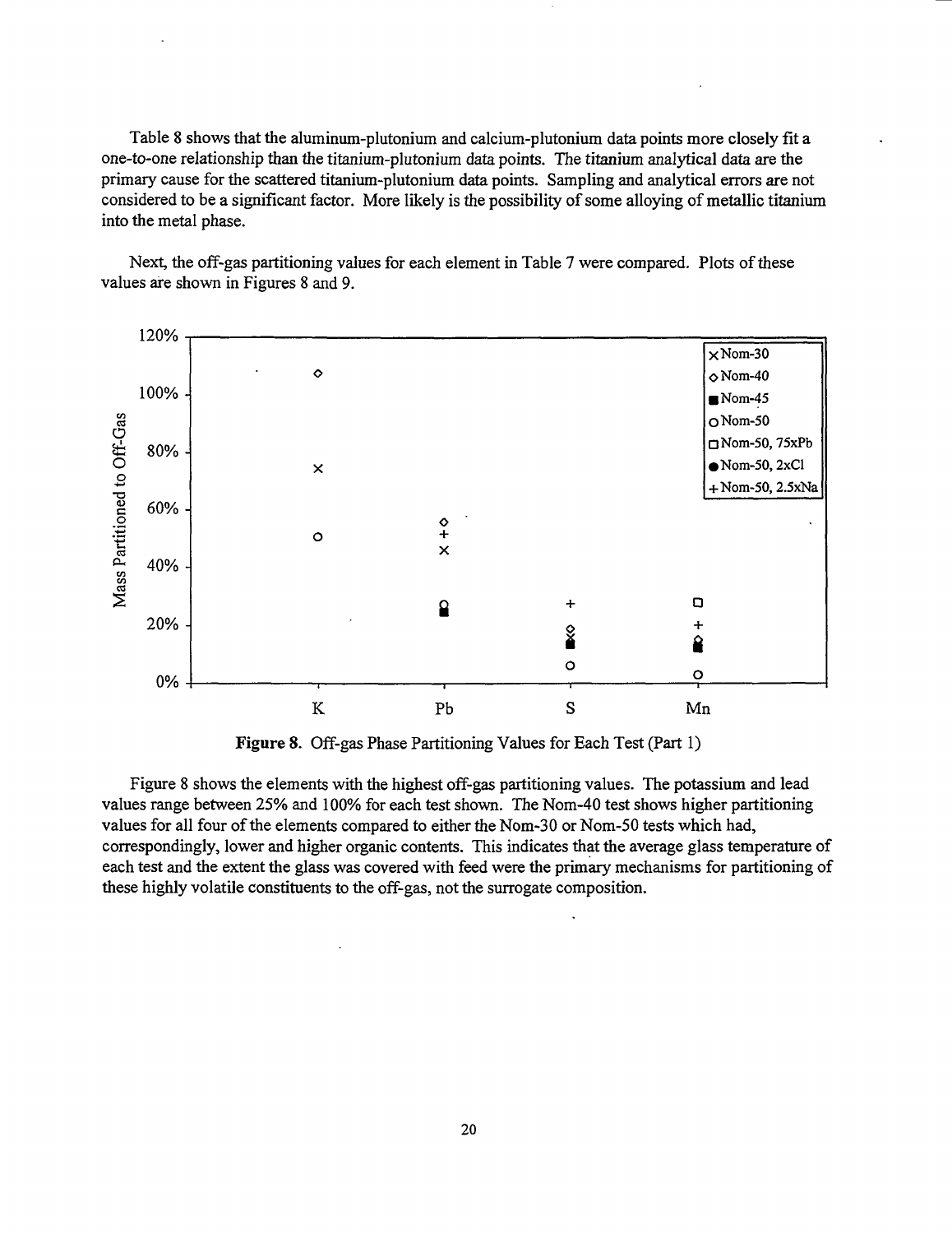Table 8 shows that the aluminum-plutonium and calcium-plutonium data points more closely fit a one-to-one relationship than the titanium-plutonium data points. The titanium analytical data are the primary cause for the scattered titanium-plutonium data points. Sampling and analytical errors are not considered to be a significant factor. More likely is the possibility of some alloying of metallic titanium into the metal phase.

Next, the off-gas partitioning values for each element in Table 7 were compared. Plots of these values are shown in Figures 8 and 9.

**Figure 8.** Off-gas Phase Partitioning Values for Each Test (Part 1)

Figure 8 shows the elements with the highest off-gas partitioning values. The potassium and lead values range between 25% and 100% for each test shown. The Nom-40 test shows higher partitioning values for all four of the elements compared to either the Nom-30 or Nom-50 tests which had, correspondingly, lower and higher organic contents. This indicates that the average glass temperature of each test and the extent the glass was covered with feed were the primary mechanisms for partitioning of these highly volatile constituents to the off-gas, not the surrogate composition.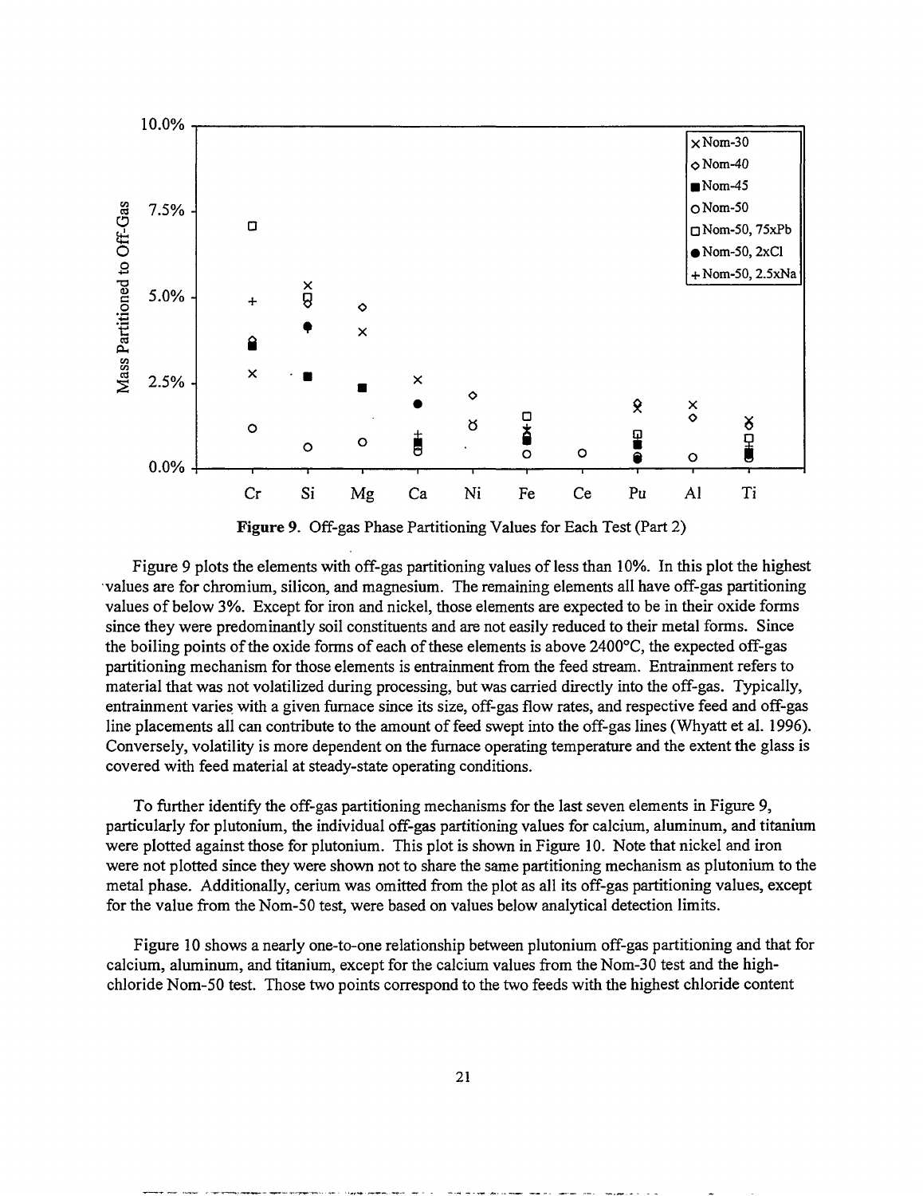**Figure 9.** Off-gas Phase Partitioning Values for Each Test (Part 2)

Figure 9 plots the elements with off-gas partitioning values of less than 10%. In this plot the highest values are for chromium, silicon, and magnesium. The remaining elements all have off-gas partitioning values of below 3%. Except for iron and nickel, those elements are expected to be in their oxide forms since they were predominantly soil constituents and are not easily reduced to their metal forms. Since the boiling points of the oxide forms of each of these elements is above 2400°C, the expected off-gas partitioning mechanism for those elements is entrainment from the feed stream. Entrainment refers to material that was not volatilized during processing, but was carried directly into the off-gas. Typically, entrainment varies with a given furnace since its size, off-gas flow rates, and respective feed and off-gas line placements all can contribute to the amount of feed swept into the off-gas lines (Whyatt et al. 1996). Conversely, volatility is more dependent on the furnace operating temperature and the extent the glass is covered with feed material at steady-state operating conditions.

To further identify the off-gas partitioning mechanisms for the last seven elements in Figure 9, particularly for plutonium, the individual off-gas partitioning values for calcium, aluminum, and titanium were plotted against those for plutonium. This plot is shown in Figure 10. Note that nickel and iron were not plotted since they were shown not to share the same partitioning mechanism as plutonium to the metal phase. Additionally, cerium was omitted from the plot as all its off-gas partitioning values, except for the value from the Nom-50 test, were based on values below analytical detection limits.

Figure 10 shows a nearly one-to-one relationship between plutonium off-gas partitioning and that for calcium, aluminum, and titanium, except for the calcium values from the Nom-30 test and the high-chloride Nom-50 test. Those two points correspond to the two feeds with the highest chloride content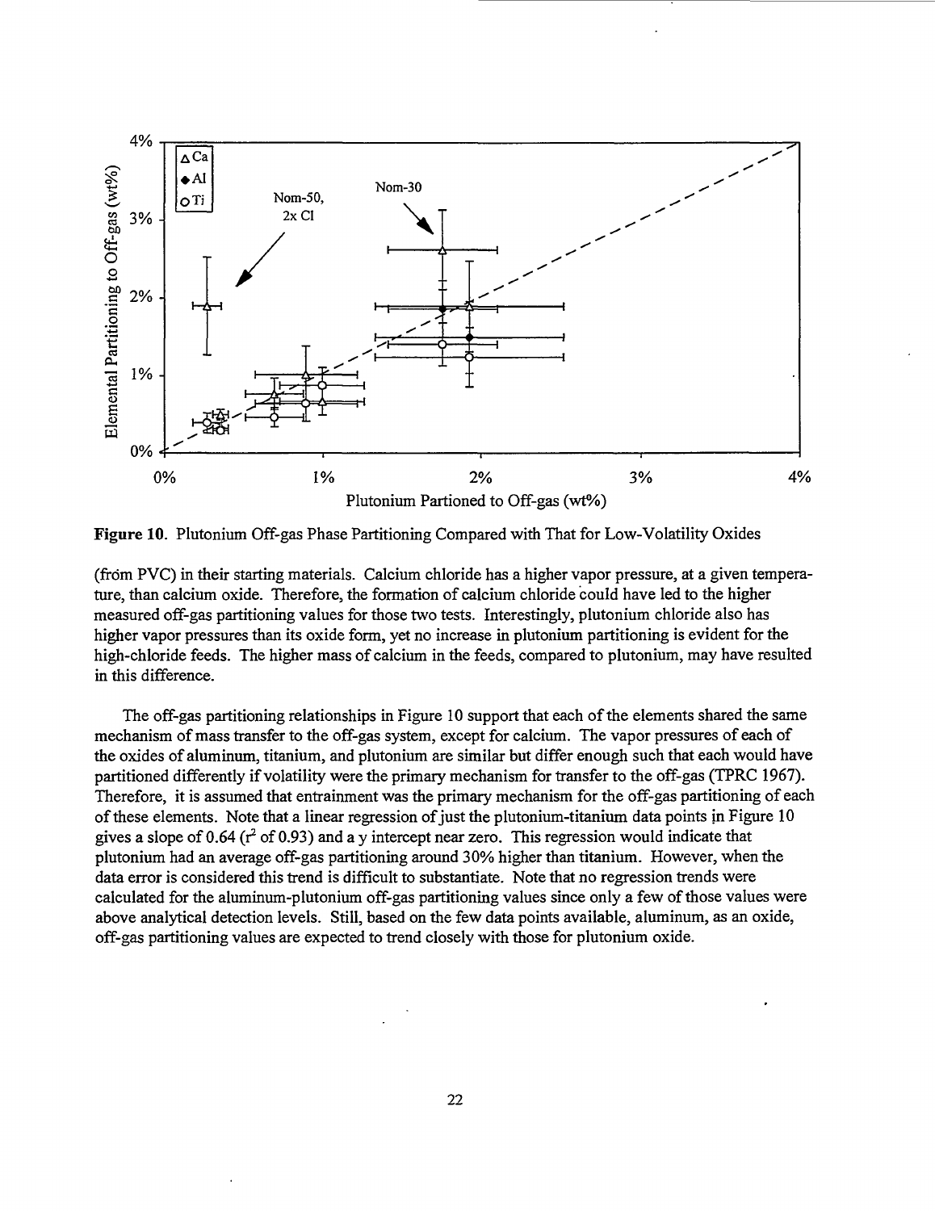**Figure 10.** Plutonium Off-gas Phase Partitioning Compared with That for Low-Volatility Oxides

(from PVC) in their starting materials. Calcium chloride has a higher vapor pressure, at a given temperature, than calcium oxide. Therefore, the formation of calcium chloride could have led to the higher measured off-gas partitioning values for those two tests. Interestingly, plutonium chloride also has higher vapor pressures than its oxide form, yet no increase in plutonium partitioning is evident for the high-chloride feeds. The higher mass of calcium in the feeds, compared to plutonium, may have resulted in this difference.

The off-gas partitioning relationships in Figure 10 support that each of the elements shared the same mechanism of mass transfer to the off-gas system, except for calcium. The vapor pressures of each of the oxides of aluminum, titanium, and plutonium are similar but differ enough such that each would have partitioned differently if volatility were the primary mechanism for transfer to the off-gas (TPRC 1967). Therefore, it is assumed that entrainment was the primary mechanism for the off-gas partitioning of each of these elements. Note that a linear regression of just the plutonium-titanium data points in Figure 10 gives a slope of 0.64 ($r^2$ of 0.93) and a y intercept near zero. This regression would indicate that plutonium had an average off-gas partitioning around 30% higher than titanium. However, when the data error is considered this trend is difficult to substantiate. Note that no regression trends were calculated for the aluminum-plutonium off-gas partitioning values since only a few of those values were above analytical detection levels. Still, based on the few data points available, aluminum, as an oxide, off-gas partitioning values are expected to trend closely with those for plutonium oxide.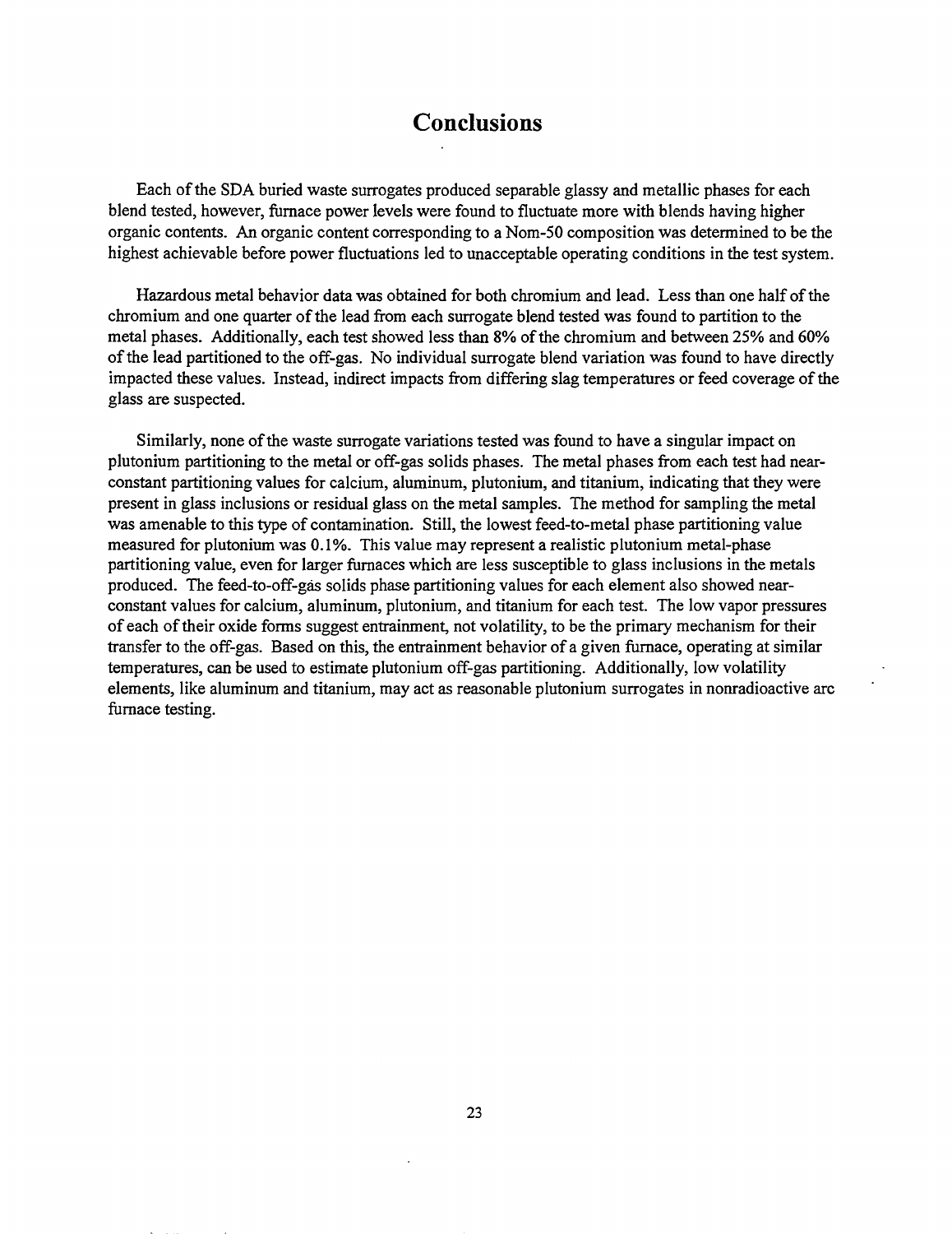# Conclusions

Each of the SDA buried waste surrogates produced separable glassy and metallic phases for each blend tested, however, furnace power levels were found to fluctuate more with blends having higher organic contents. An organic content corresponding to a Nom-50 composition was determined to be the highest achievable before power fluctuations led to unacceptable operating conditions in the test system.

Hazardous metal behavior data was obtained for both chromium and lead. Less than one half of the chromium and one quarter of the lead from each surrogate blend tested was found to partition to the metal phases. Additionally, each test showed less than 8% of the chromium and between 25% and 60% of the lead partitioned to the off-gas. No individual surrogate blend variation was found to have directly impacted these values. Instead, indirect impacts from differing slag temperatures or feed coverage of the glass are suspected.

Similarly, none of the waste surrogate variations tested was found to have a singular impact on plutonium partitioning to the metal or off-gas solids phases. The metal phases from each test had near-constant partitioning values for calcium, aluminum, plutonium, and titanium, indicating that they were present in glass inclusions or residual glass on the metal samples. The method for sampling the metal was amenable to this type of contamination. Still, the lowest feed-to-metal phase partitioning value measured for plutonium was 0.1%. This value may represent a realistic plutonium metal-phase partitioning value, even for larger furnaces which are less susceptible to glass inclusions in the metals produced. The feed-to-off-gas solids phase partitioning values for each element also showed near-constant values for calcium, aluminum, plutonium, and titanium for each test. The low vapor pressures of each of their oxide forms suggest entrainment, not volatility, to be the primary mechanism for their transfer to the off-gas. Based on this, the entrainment behavior of a given furnace, operating at similar temperatures, can be used to estimate plutonium off-gas partitioning. Additionally, low volatility elements, like aluminum and titanium, may act as reasonable plutonium surrogates in nonradioactive arc furnace testing.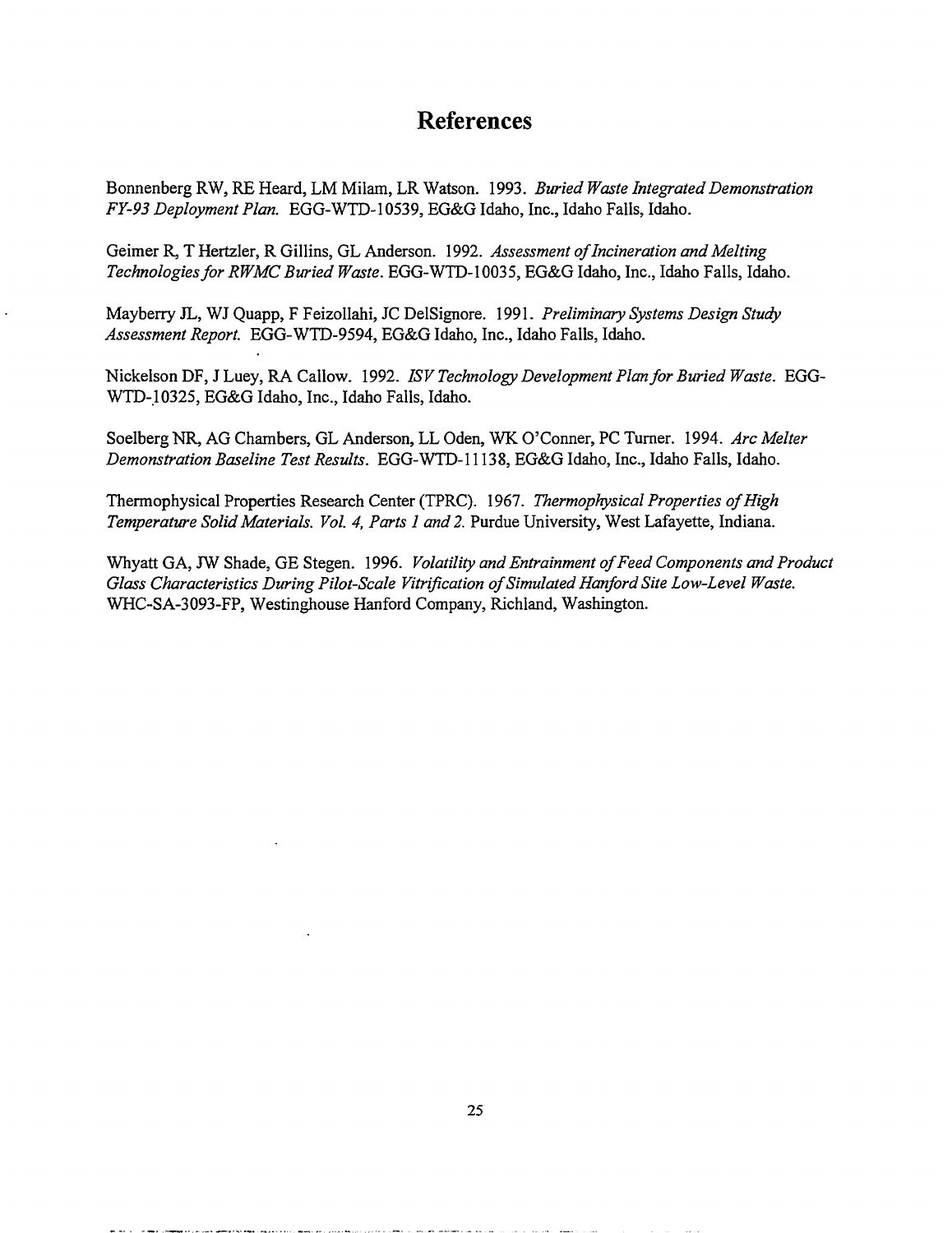# References

Bonnenberg RW, RE Heard, LM Milam, LR Watson. 1993. *Buried Waste Integrated Demonstration FY-93 Deployment Plan.* EGG-WTD-10539, EG&G Idaho, Inc., Idaho Falls, Idaho.

Geimer R, T Hertzler, R Gillins, GL Anderson. 1992. *Assessment of Incineration and Melting Technologies for RWMC Buried Waste.* EGG-WTD-10035, EG&G Idaho, Inc., Idaho Falls, Idaho.

Mayberry JL, WJ Quapp, F Feizollahi, JC DelSignore. 1991. *Preliminary Systems Design Study Assessment Report.* EGG-WTD-9594, EG&G Idaho, Inc., Idaho Falls, Idaho.

Nickelson DF, J Luey, RA Callow. 1992. *ISV Technology Development Plan for Buried Waste.* EGG-WTD-10325, EG&G Idaho, Inc., Idaho Falls, Idaho.

Soelberg NR, AG Chambers, GL Anderson, LL Oden, WK O'Conner, PC Turner. 1994. *Arc Melter Demonstration Baseline Test Results.* EGG-WTD-11138, EG&G Idaho, Inc., Idaho Falls, Idaho.

Thermophysical Properties Research Center (TPRC). 1967. *Thermophysical Properties of High Temperature Solid Materials. Vol. 4, Parts 1 and 2.* Purdue University, West Lafayette, Indiana.

Whyatt GA, JW Shade, GE Stegen. 1996. *Volatility and Entrainment of Feed Components and Product Glass Characteristics During Pilot-Scale Vitrification of Simulated Hanford Site Low-Level Waste.* WHC-SA-3093-FP, Westinghouse Hanford Company, Richland, Washington.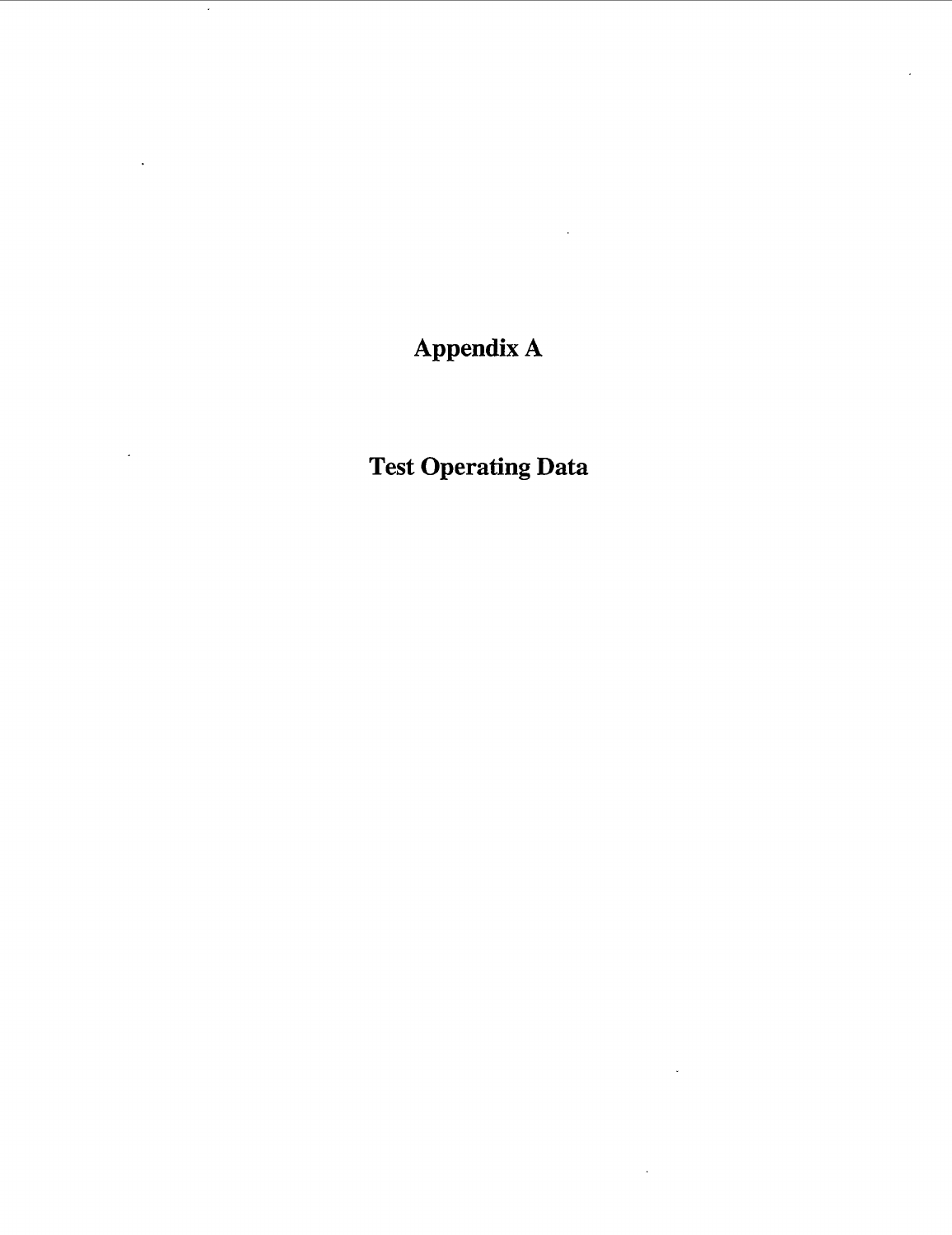# Appendix A

# Test Operating Data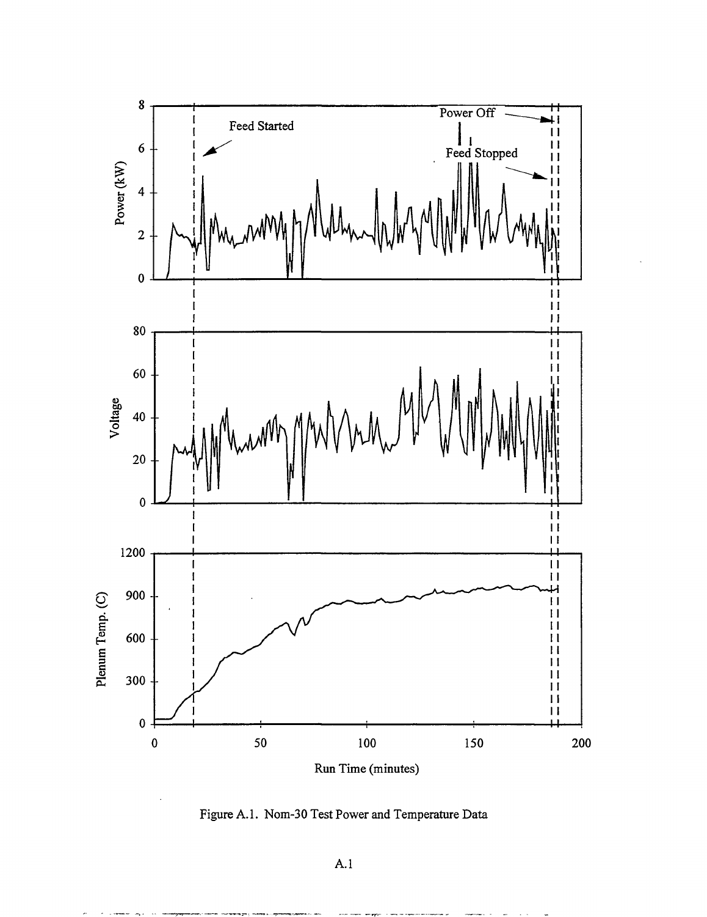Figure A.1. Nom-30 Test Power and Temperature Data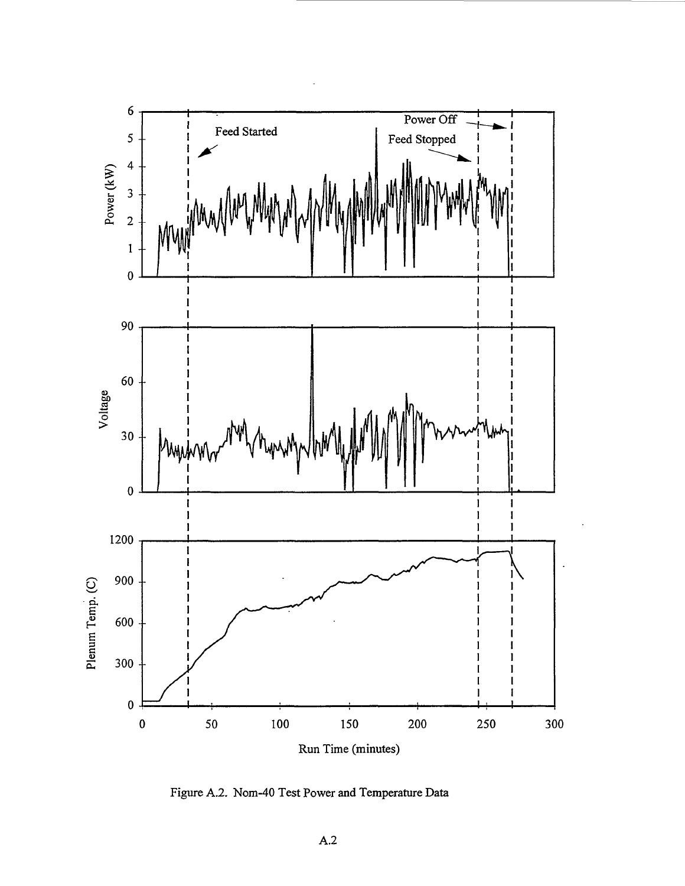Figure A.2. Nom-40 Test Power and Temperature Data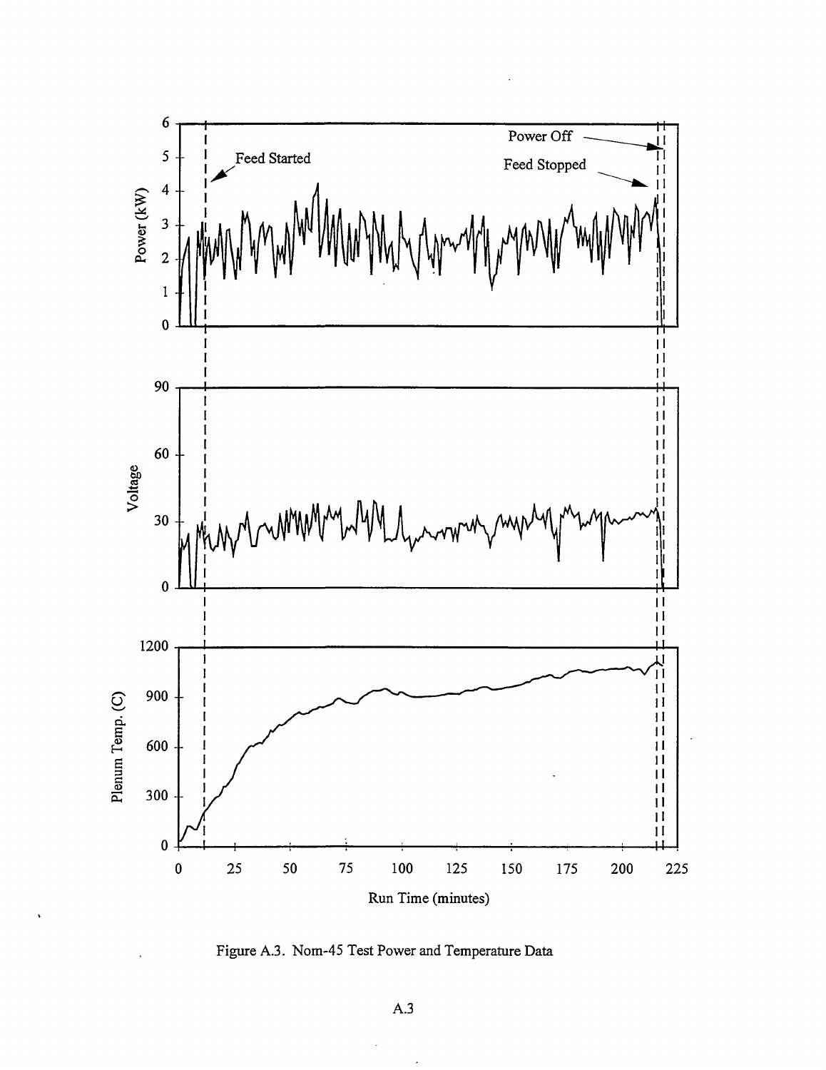Figure A.3. Nom-45 Test Power and Temperature Data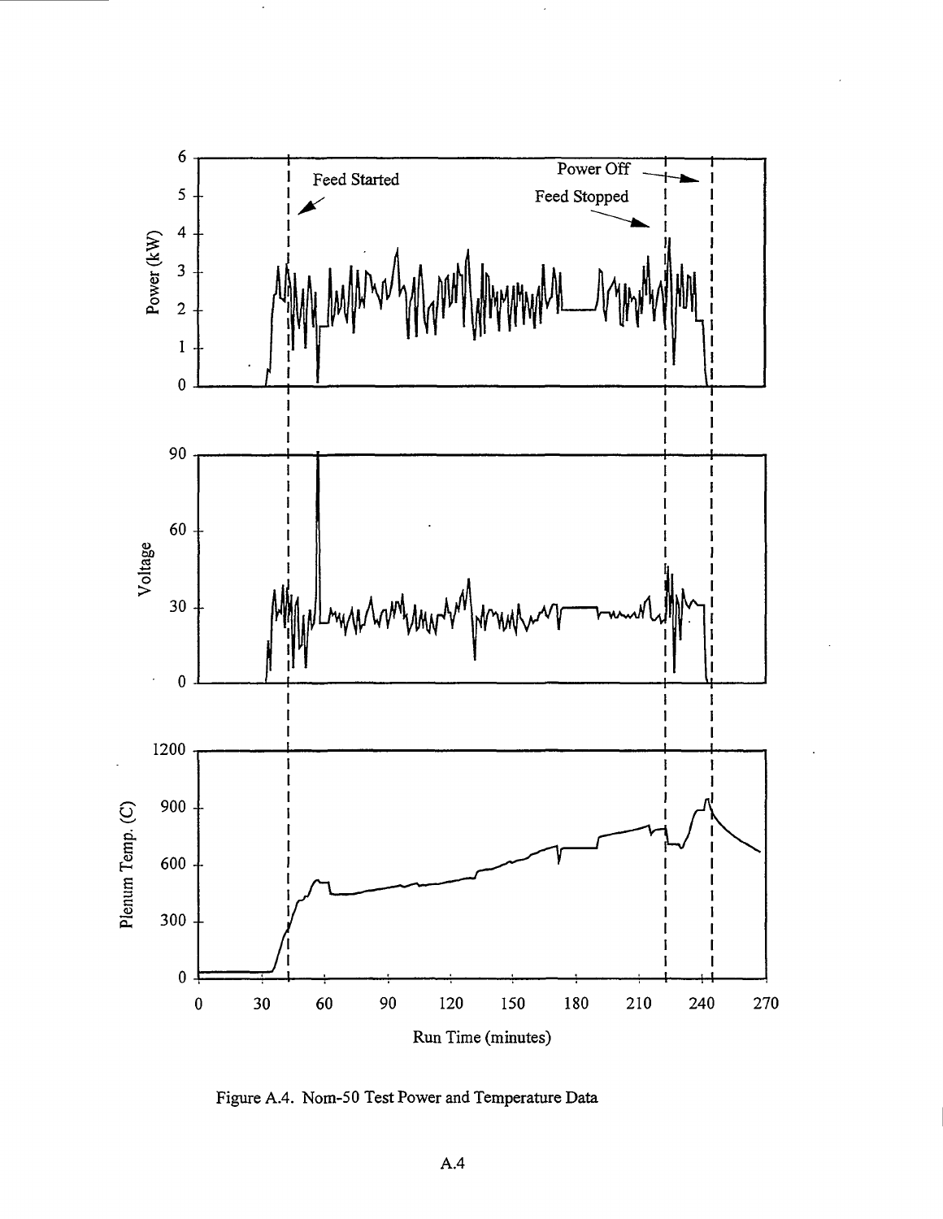Figure A.4. Nom-50 Test Power and Temperature Data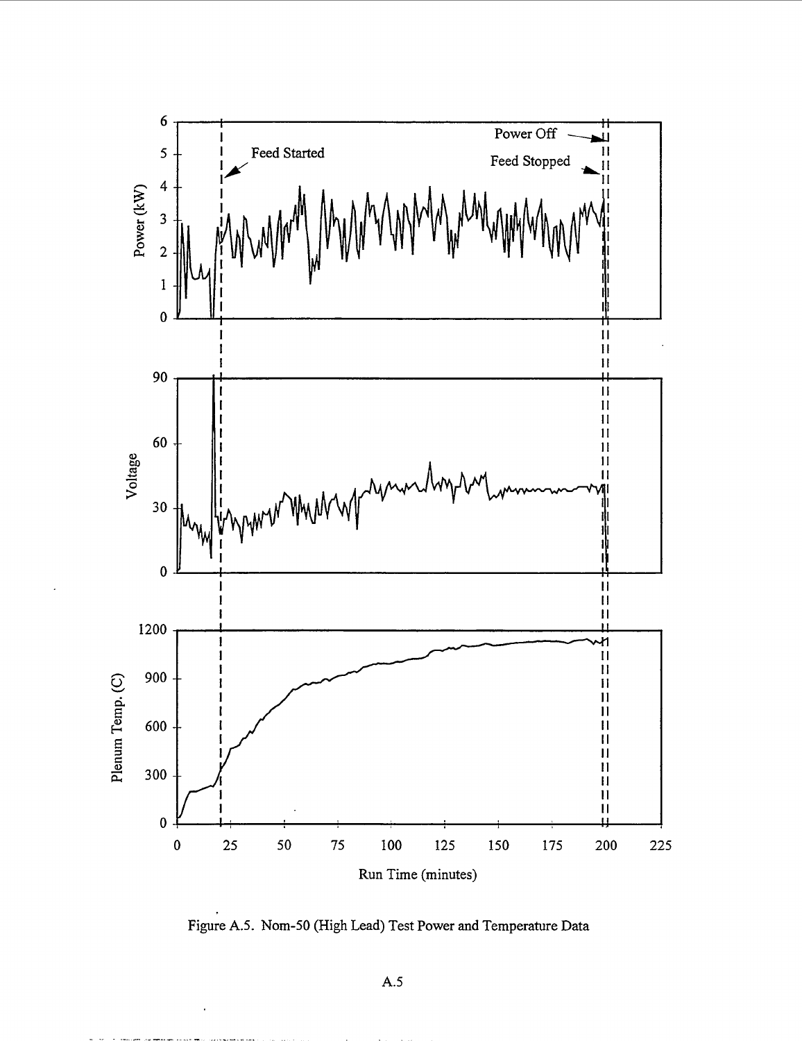Figure A.5. Nom-50 (High Lead) Test Power and Temperature Data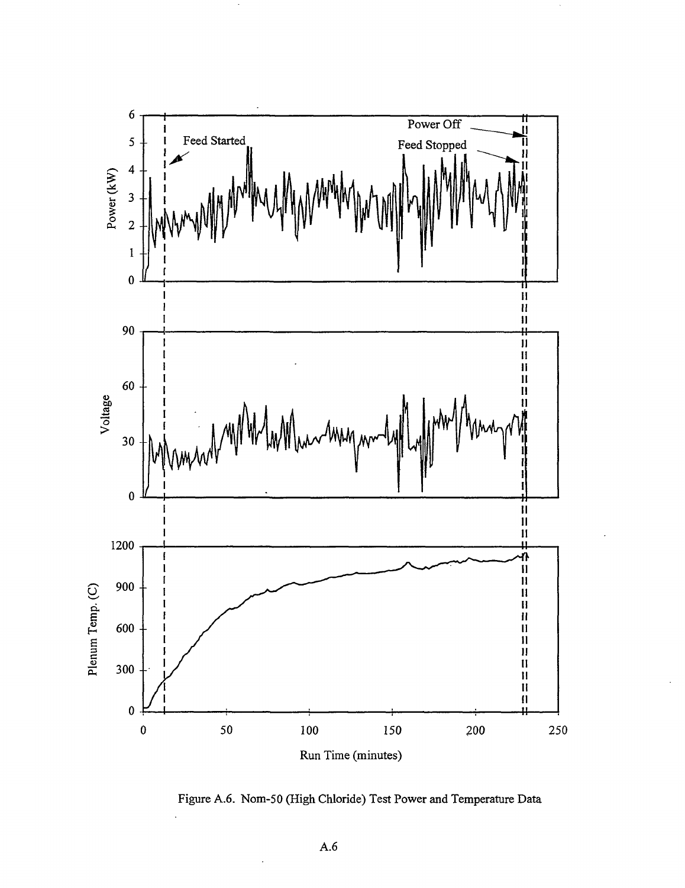Figure A.6. Nom-50 (High Chloride) Test Power and Temperature Data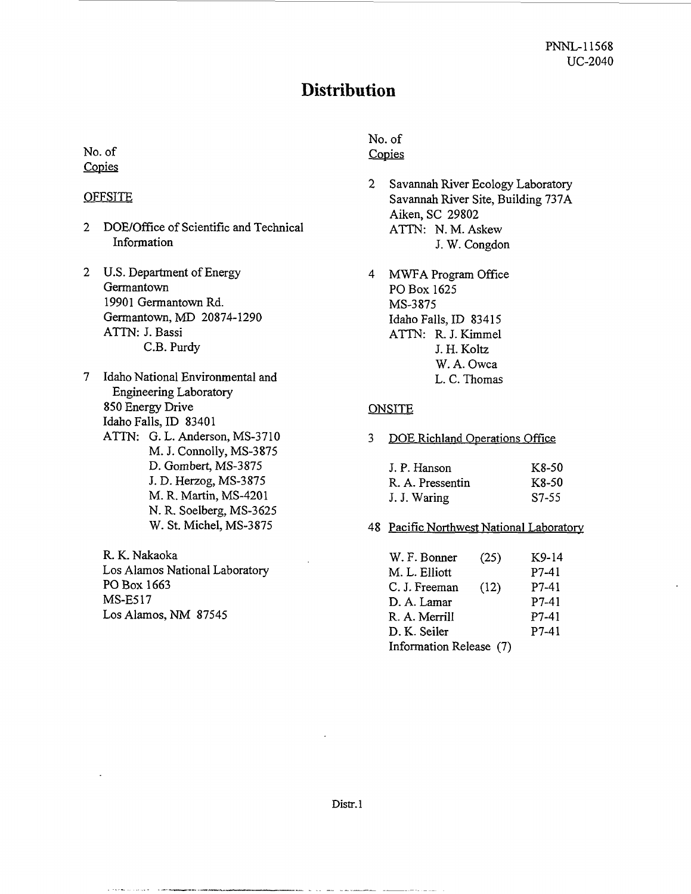PNNL-11568
UC-2040

# Distribution

No. of
Copies

OFFSITE

2 DOE/Office of Scientific and Technical Information

2 U.S. Department of Energy
Germantown
19901 Germantown Rd.
Germantown, MD 20874-1290
ATTN: J. Bassi
C.B. Purdy

7 Idaho National Environmental and Engineering Laboratory
850 Energy Drive
Idaho Falls, ID 83401
ATTN: G. L. Anderson, MS-3710
M. J. Connolly, MS-3875
D. Gombert, MS-3875
J. D. Herzog, MS-3875
M. R. Martin, MS-4201
N. R. Soelberg, MS-3625
W. St. Michel, MS-3875

R. K. Nakaoka
Los Alamos National Laboratory
PO Box 1663
MS-E517
Los Alamos, NM 87545

No. of
Copies

2 Savannah River Ecology Laboratory
Savannah River Site, Building 737A
Aiken, SC 29802
ATTN: N. M. Askew
J. W. Congdon

4 MWFA Program Office
PO Box 1625
MS-3875
Idaho Falls, ID 83415
ATTN: R. J. Kimmel
J. H. Koltz
W. A. Owca
L. C. Thomas

ONSITE

3 DOE Richland Operations Office

| | |
|---|---|
| J. P. Hanson | K8-50 |
| R. A. Pressentin | K8-50 |
| J. J. Waring | S7-55 |

48 Pacific Northwest National Laboratory

| | | |
|---|---|---|
| W. F. Bonner | (25) | K9-14 |
| M. L. Elliott | | P7-41 |
| C. J. Freeman | (12) | P7-41 |
| D. A. Lamar | | P7-41 |
| R. A. Merrill | | P7-41 |
| D. K. Seiler | | P7-41 |
| Information Release (7) | | |